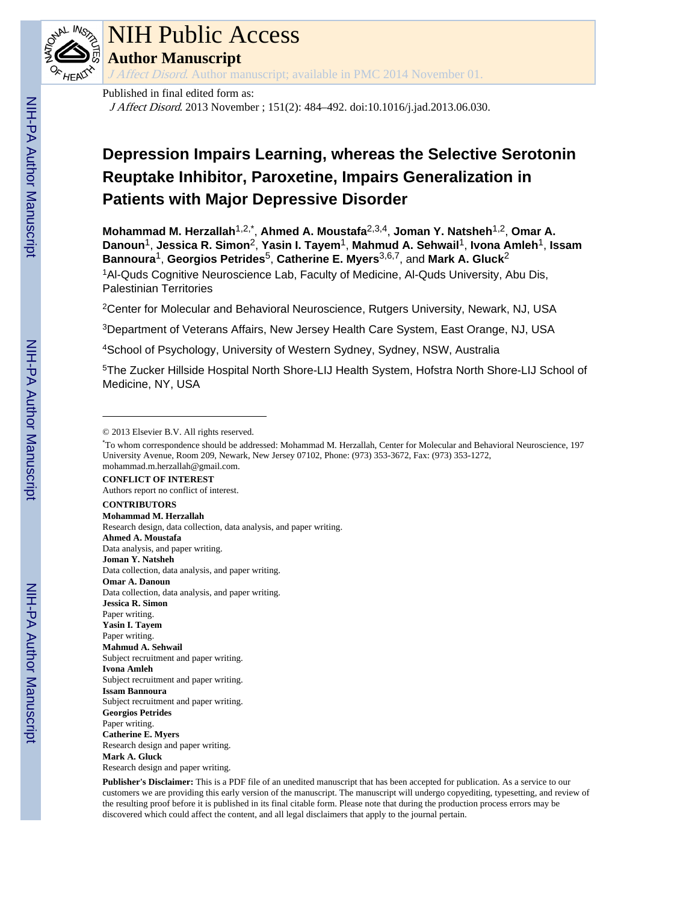# NIH Public Access

## Author Manuscript

*J Affect Disord*. Author manuscript; available in PMC 2014 November 01.

Published in final edited form as:

*J Affect Disord*. 2013 November ; 151(2): 484–492. doi:10.1016/j.jad.2013.06.030.

# Depression Impairs Learning, whereas the Selective Serotonin Reuptake Inhibitor, Paroxetine, Impairs Generalization in Patients with Major Depressive Disorder

**Mohammad M. Herzallah**[1,2,*], **Ahmed A. Moustafa**[2,3,4], **Joman Y. Natsheh**[1,2], **Omar A. Danoun**[1], **Jessica R. Simon**[2], **Yasin I. Tayem**[1], **Mahmud A. Sehwail**[1], **Ivona Amleh**[1], **Issam Bannoura**[1], **Georgios Petrides**[5], **Catherine E. Myers**[3,6,7], and **Mark A. Gluck**[2]

[1]Al-Quds Cognitive Neuroscience Lab, Faculty of Medicine, Al-Quds University, Abu Dis, Palestinian Territories

[2]Center for Molecular and Behavioral Neuroscience, Rutgers University, Newark, NJ, USA

[3]Department of Veterans Affairs, New Jersey Health Care System, East Orange, NJ, USA

[4]School of Psychology, University of Western Sydney, Sydney, NSW, Australia

[5]The Zucker Hillside Hospital North Shore-LIJ Health System, Hofstra North Shore-LIJ School of Medicine, NY, USA

---

© 2013 Elsevier B.V. All rights reserved.

[*]To whom correspondence should be addressed: Mohammad M. Herzallah, Center for Molecular and Behavioral Neuroscience, 197 University Avenue, Room 209, Newark, New Jersey 07102, Phone: (973) 353-3672, Fax: (973) 353-1272, mohammad.m.herzallah@gmail.com.

**CONFLICT OF INTEREST**

Authors report no conflict of interest.

**CONTRIBUTORS**

**Mohammad M. Herzallah**
Research design, data collection, data analysis, and paper writing.

**Ahmed A. Moustafa**
Data analysis, and paper writing.

**Joman Y. Natsheh**
Data collection, data analysis, and paper writing.

**Omar A. Danoun**
Data collection, data analysis, and paper writing.

**Jessica R. Simon**
Paper writing.

**Yasin I. Tayem**
Paper writing.

**Mahmud A. Sehwail**
Subject recruitment and paper writing.

**Ivona Amleh**
Subject recruitment and paper writing.

**Issam Bannoura**
Subject recruitment and paper writing.

**Georgios Petrides**
Paper writing.

**Catherine E. Myers**
Research design and paper writing.

**Mark A. Gluck**
Research design and paper writing.

**Publisher's Disclaimer:** This is a PDF file of an unedited manuscript that has been accepted for publication. As a service to our customers we are providing this early version of the manuscript. The manuscript will undergo copyediting, typesetting, and review of the resulting proof before it is published in its final citable form. Please note that during the production process errors may be discovered which could affect the content, and all legal disclaimers that apply to the journal pertain.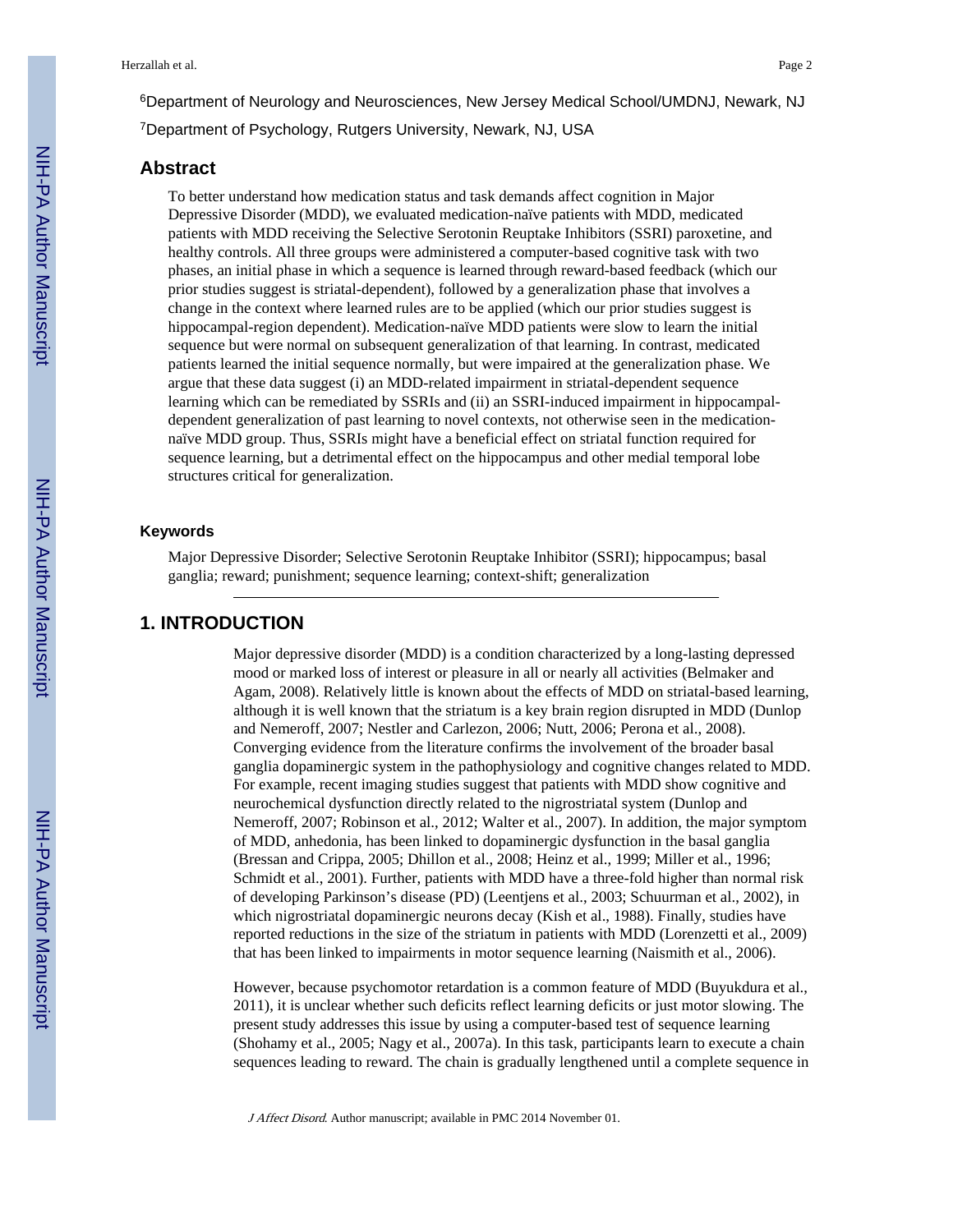[6]Department of Neurology and Neurosciences, New Jersey Medical School/UMDNJ, Newark, NJ

[7]Department of Psychology, Rutgers University, Newark, NJ, USA

## Abstract

To better understand how medication status and task demands affect cognition in Major Depressive Disorder (MDD), we evaluated medication-naïve patients with MDD, medicated patients with MDD receiving the Selective Serotonin Reuptake Inhibitors (SSRI) paroxetine, and healthy controls. All three groups were administered a computer-based cognitive task with two phases, an initial phase in which a sequence is learned through reward-based feedback (which our prior studies suggest is striatal-dependent), followed by a generalization phase that involves a change in the context where learned rules are to be applied (which our prior studies suggest is hippocampal-region dependent). Medication-naïve MDD patients were slow to learn the initial sequence but were normal on subsequent generalization of that learning. In contrast, medicated patients learned the initial sequence normally, but were impaired at the generalization phase. We argue that these data suggest (i) an MDD-related impairment in striatal-dependent sequence learning which can be remediated by SSRIs and (ii) an SSRI-induced impairment in hippocampal-dependent generalization of past learning to novel contexts, not otherwise seen in the medication-naïve MDD group. Thus, SSRIs might have a beneficial effect on striatal function required for sequence learning, but a detrimental effect on the hippocampus and other medial temporal lobe structures critical for generalization.

### Keywords

Major Depressive Disorder; Selective Serotonin Reuptake Inhibitor (SSRI); hippocampus; basal ganglia; reward; punishment; sequence learning; context-shift; generalization

## 1. INTRODUCTION

Major depressive disorder (MDD) is a condition characterized by a long-lasting depressed mood or marked loss of interest or pleasure in all or nearly all activities (Belmaker and Agam, 2008). Relatively little is known about the effects of MDD on striatal-based learning, although it is well known that the striatum is a key brain region disrupted in MDD (Dunlop and Nemeroff, 2007; Nestler and Carlezon, 2006; Nutt, 2006; Perona et al., 2008). Converging evidence from the literature confirms the involvement of the broader basal ganglia dopaminergic system in the pathophysiology and cognitive changes related to MDD. For example, recent imaging studies suggest that patients with MDD show cognitive and neurochemical dysfunction directly related to the nigrostriatal system (Dunlop and Nemeroff, 2007; Robinson et al., 2012; Walter et al., 2007). In addition, the major symptom of MDD, anhedonia, has been linked to dopaminergic dysfunction in the basal ganglia (Bressan and Crippa, 2005; Dhillon et al., 2008; Heinz et al., 1999; Miller et al., 1996; Schmidt et al., 2001). Further, patients with MDD have a three-fold higher than normal risk of developing Parkinson's disease (PD) (Leentjens et al., 2003; Schuurman et al., 2002), in which nigrostriatal dopaminergic neurons decay (Kish et al., 1988). Finally, studies have reported reductions in the size of the striatum in patients with MDD (Lorenzetti et al., 2009) that has been linked to impairments in motor sequence learning (Naismith et al., 2006).

However, because psychomotor retardation is a common feature of MDD (Buyukdura et al., 2011), it is unclear whether such deficits reflect learning deficits or just motor slowing. The present study addresses this issue by using a computer-based test of sequence learning (Shohamy et al., 2005; Nagy et al., 2007a). In this task, participants learn to execute a chain sequences leading to reward. The chain is gradually lengthened until a complete sequence in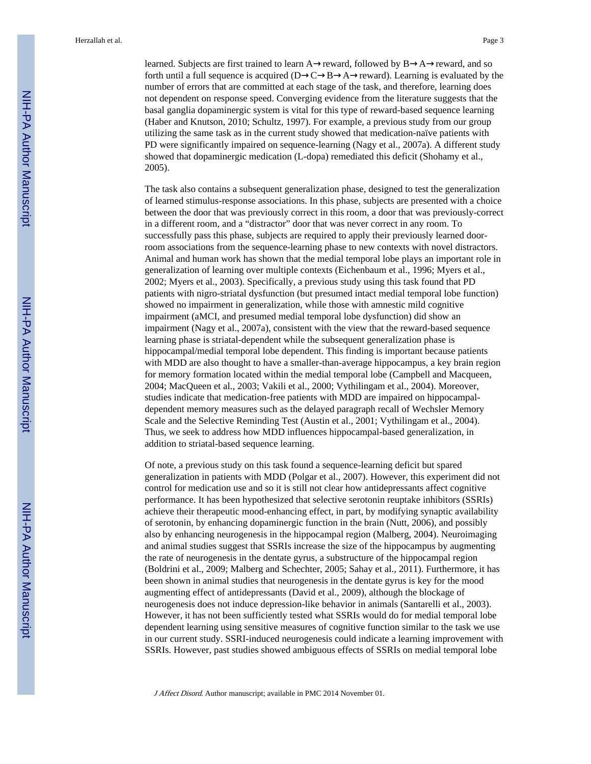learned. Subjects are first trained to learn A→reward, followed by B→A→reward, and so forth until a full sequence is acquired (D→C→B→A→reward). Learning is evaluated by the number of errors that are committed at each stage of the task, and therefore, learning does not dependent on response speed. Converging evidence from the literature suggests that the basal ganglia dopaminergic system is vital for this type of reward-based sequence learning (Haber and Knutson, 2010; Schultz, 1997). For example, a previous study from our group utilizing the same task as in the current study showed that medication-naïve patients with PD were significantly impaired on sequence-learning (Nagy et al., 2007a). A different study showed that dopaminergic medication (L-dopa) remediated this deficit (Shohamy et al., 2005).

The task also contains a subsequent generalization phase, designed to test the generalization of learned stimulus-response associations. In this phase, subjects are presented with a choice between the door that was previously correct in this room, a door that was previously-correct in a different room, and a "distractor" door that was never correct in any room. To successfully pass this phase, subjects are required to apply their previously learned door-room associations from the sequence-learning phase to new contexts with novel distractors. Animal and human work has shown that the medial temporal lobe plays an important role in generalization of learning over multiple contexts (Eichenbaum et al., 1996; Myers et al., 2002; Myers et al., 2003). Specifically, a previous study using this task found that PD patients with nigro-striatal dysfunction (but presumed intact medial temporal lobe function) showed no impairment in generalization, while those with amnestic mild cognitive impairment (aMCI, and presumed medial temporal lobe dysfunction) did show an impairment (Nagy et al., 2007a), consistent with the view that the reward-based sequence learning phase is striatal-dependent while the subsequent generalization phase is hippocampal/medial temporal lobe dependent. This finding is important because patients with MDD are also thought to have a smaller-than-average hippocampus, a key brain region for memory formation located within the medial temporal lobe (Campbell and Macqueen, 2004; MacQueen et al., 2003; Vakili et al., 2000; Vythilingam et al., 2004). Moreover, studies indicate that medication-free patients with MDD are impaired on hippocampal-dependent memory measures such as the delayed paragraph recall of Wechsler Memory Scale and the Selective Reminding Test (Austin et al., 2001; Vythilingam et al., 2004). Thus, we seek to address how MDD influences hippocampal-based generalization, in addition to striatal-based sequence learning.

Of note, a previous study on this task found a sequence-learning deficit but spared generalization in patients with MDD (Polgar et al., 2007). However, this experiment did not control for medication use and so it is still not clear how antidepressants affect cognitive performance. It has been hypothesized that selective serotonin reuptake inhibitors (SSRIs) achieve their therapeutic mood-enhancing effect, in part, by modifying synaptic availability of serotonin, by enhancing dopaminergic function in the brain (Nutt, 2006), and possibly also by enhancing neurogenesis in the hippocampal region (Malberg, 2004). Neuroimaging and animal studies suggest that SSRIs increase the size of the hippocampus by augmenting the rate of neurogenesis in the dentate gyrus, a substructure of the hippocampal region (Boldrini et al., 2009; Malberg and Schechter, 2005; Sahay et al., 2011). Furthermore, it has been shown in animal studies that neurogenesis in the dentate gyrus is key for the mood augmenting effect of antidepressants (David et al., 2009), although the blockage of neurogenesis does not induce depression-like behavior in animals (Santarelli et al., 2003). However, it has not been sufficiently tested what SSRIs would do for medial temporal lobe dependent learning using sensitive measures of cognitive function similar to the task we use in our current study. SSRI-induced neurogenesis could indicate a learning improvement with SSRIs. However, past studies showed ambiguous effects of SSRIs on medial temporal lobe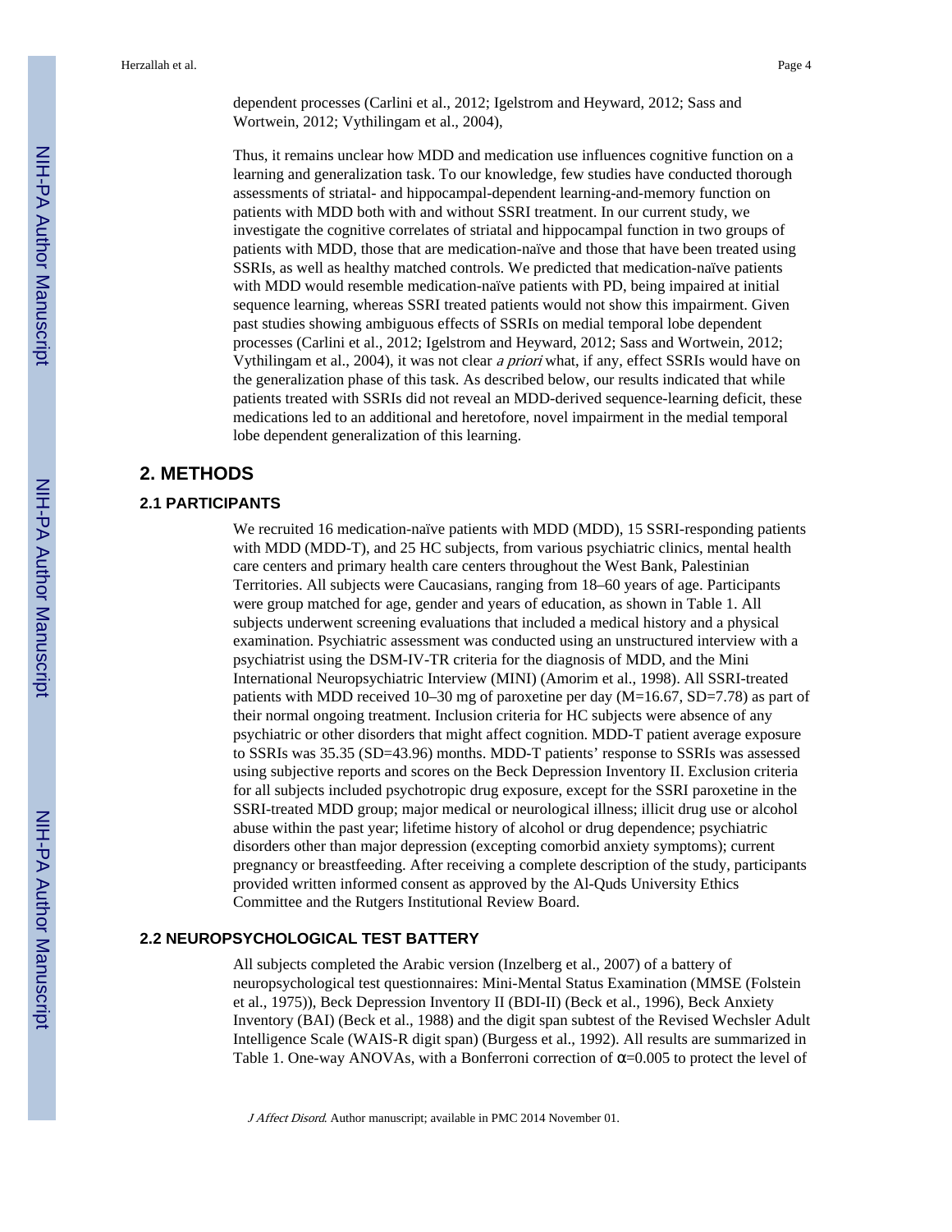dependent processes (Carlini et al., 2012; Igelstrom and Heyward, 2012; Sass and Wortwein, 2012; Vythilingam et al., 2004),

Thus, it remains unclear how MDD and medication use influences cognitive function on a learning and generalization task. To our knowledge, few studies have conducted thorough assessments of striatal- and hippocampal-dependent learning-and-memory function on patients with MDD both with and without SSRI treatment. In our current study, we investigate the cognitive correlates of striatal and hippocampal function in two groups of patients with MDD, those that are medication-naïve and those that have been treated using SSRIs, as well as healthy matched controls. We predicted that medication-naïve patients with MDD would resemble medication-naïve patients with PD, being impaired at initial sequence learning, whereas SSRI treated patients would not show this impairment. Given past studies showing ambiguous effects of SSRIs on medial temporal lobe dependent processes (Carlini et al., 2012; Igelstrom and Heyward, 2012; Sass and Wortwein, 2012; Vythilingam et al., 2004), it was not clear *a priori* what, if any, effect SSRIs would have on the generalization phase of this task. As described below, our results indicated that while patients treated with SSRIs did not reveal an MDD-derived sequence-learning deficit, these medications led to an additional and heretofore, novel impairment in the medial temporal lobe dependent generalization of this learning.

## 2. METHODS

### 2.1 PARTICIPANTS

We recruited 16 medication-naïve patients with MDD (MDD), 15 SSRI-responding patients with MDD (MDD-T), and 25 HC subjects, from various psychiatric clinics, mental health care centers and primary health care centers throughout the West Bank, Palestinian Territories. All subjects were Caucasians, ranging from 18–60 years of age. Participants were group matched for age, gender and years of education, as shown in Table 1. All subjects underwent screening evaluations that included a medical history and a physical examination. Psychiatric assessment was conducted using an unstructured interview with a psychiatrist using the DSM-IV-TR criteria for the diagnosis of MDD, and the Mini International Neuropsychiatric Interview (MINI) (Amorim et al., 1998). All SSRI-treated patients with MDD received 10–30 mg of paroxetine per day (M=16.67, SD=7.78) as part of their normal ongoing treatment. Inclusion criteria for HC subjects were absence of any psychiatric or other disorders that might affect cognition. MDD-T patient average exposure to SSRIs was 35.35 (SD=43.96) months. MDD-T patients' response to SSRIs was assessed using subjective reports and scores on the Beck Depression Inventory II. Exclusion criteria for all subjects included psychotropic drug exposure, except for the SSRI paroxetine in the SSRI-treated MDD group; major medical or neurological illness; illicit drug use or alcohol abuse within the past year; lifetime history of alcohol or drug dependence; psychiatric disorders other than major depression (excepting comorbid anxiety symptoms); current pregnancy or breastfeeding. After receiving a complete description of the study, participants provided written informed consent as approved by the Al-Quds University Ethics Committee and the Rutgers Institutional Review Board.

### 2.2 NEUROPSYCHOLOGICAL TEST BATTERY

All subjects completed the Arabic version (Inzelberg et al., 2007) of a battery of neuropsychological test questionnaires: Mini-Mental Status Examination (MMSE (Folstein et al., 1975)), Beck Depression Inventory II (BDI-II) (Beck et al., 1996), Beck Anxiety Inventory (BAI) (Beck et al., 1988) and the digit span subtest of the Revised Wechsler Adult Intelligence Scale (WAIS-R digit span) (Burgess et al., 1992). All results are summarized in Table 1. One-way ANOVAs, with a Bonferroni correction of $\alpha=0.005$ to protect the level of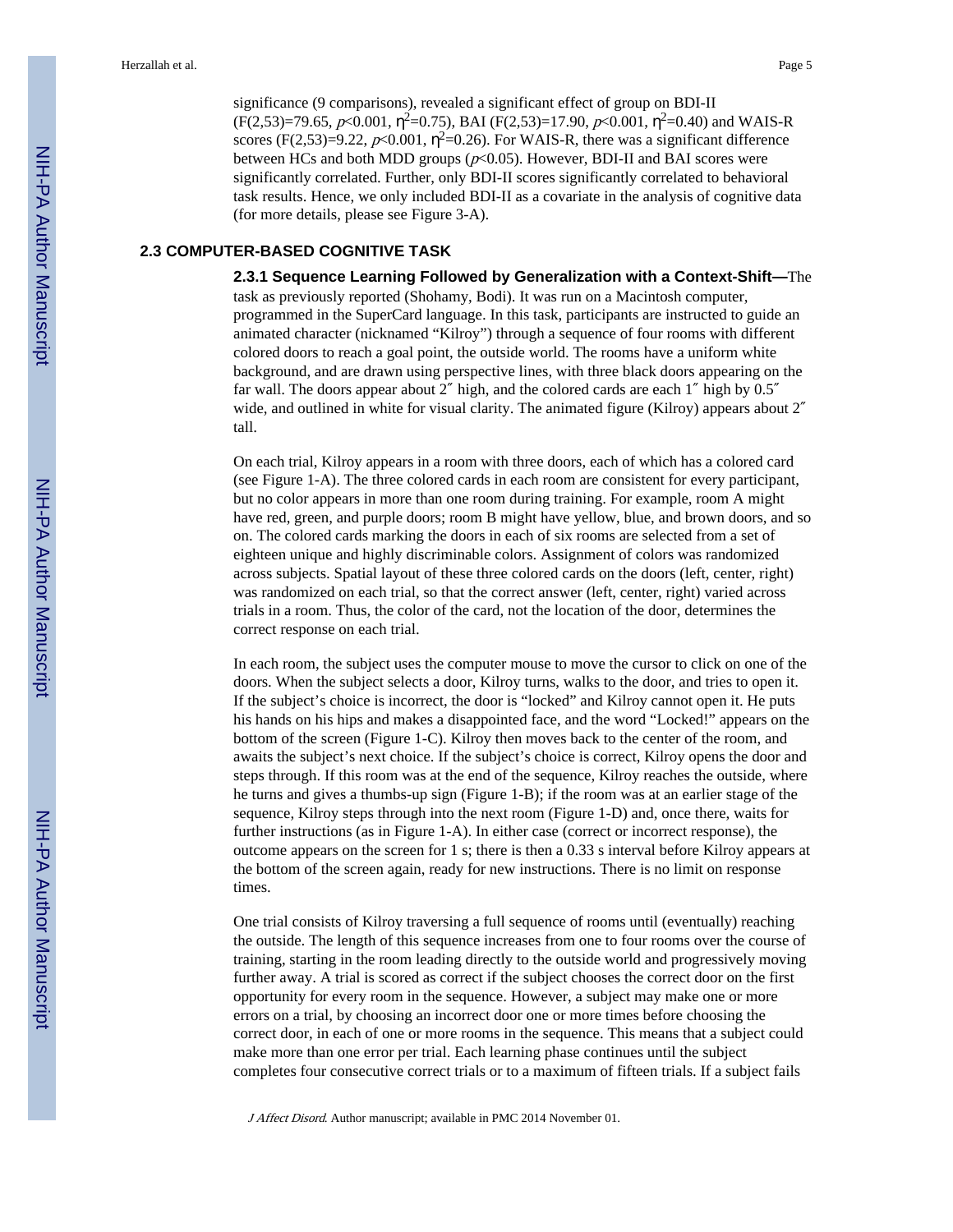significance (9 comparisons), revealed a significant effect of group on BDI-II ($F(2,53)=79.65$, $p<0.001$, $\eta^2=0.75$), BAI ($F(2,53)=17.90$, $p<0.001$, $\eta^2=0.40$) and WAIS-R scores ($F(2,53)=9.22$, $p<0.001$, $\eta^2=0.26$). For WAIS-R, there was a significant difference between HCs and both MDD groups ($p<0.05$). However, BDI-II and BAI scores were significantly correlated. Further, only BDI-II scores significantly correlated to behavioral task results. Hence, we only included BDI-II as a covariate in the analysis of cognitive data (for more details, please see Figure 3-A).

## 2.3 COMPUTER-BASED COGNITIVE TASK

**2.3.1 Sequence Learning Followed by Generalization with a Context-Shift—**The task as previously reported (Shohamy, Bodi). It was run on a Macintosh computer, programmed in the SuperCard language. In this task, participants are instructed to guide an animated character (nicknamed "Kilroy") through a sequence of four rooms with different colored doors to reach a goal point, the outside world. The rooms have a uniform white background, and are drawn using perspective lines, with three black doors appearing on the far wall. The doors appear about 2″ high, and the colored cards are each 1″ high by 0.5″ wide, and outlined in white for visual clarity. The animated figure (Kilroy) appears about 2″ tall.

On each trial, Kilroy appears in a room with three doors, each of which has a colored card (see Figure 1-A). The three colored cards in each room are consistent for every participant, but no color appears in more than one room during training. For example, room A might have red, green, and purple doors; room B might have yellow, blue, and brown doors, and so on. The colored cards marking the doors in each of six rooms are selected from a set of eighteen unique and highly discriminable colors. Assignment of colors was randomized across subjects. Spatial layout of these three colored cards on the doors (left, center, right) was randomized on each trial, so that the correct answer (left, center, right) varied across trials in a room. Thus, the color of the card, not the location of the door, determines the correct response on each trial.

In each room, the subject uses the computer mouse to move the cursor to click on one of the doors. When the subject selects a door, Kilroy turns, walks to the door, and tries to open it. If the subject's choice is incorrect, the door is "locked" and Kilroy cannot open it. He puts his hands on his hips and makes a disappointed face, and the word "Locked!" appears on the bottom of the screen (Figure 1-C). Kilroy then moves back to the center of the room, and awaits the subject's next choice. If the subject's choice is correct, Kilroy opens the door and steps through. If this room was at the end of the sequence, Kilroy reaches the outside, where he turns and gives a thumbs-up sign (Figure 1-B); if the room was at an earlier stage of the sequence, Kilroy steps through into the next room (Figure 1-D) and, once there, waits for further instructions (as in Figure 1-A). In either case (correct or incorrect response), the outcome appears on the screen for 1 s; there is then a 0.33 s interval before Kilroy appears at the bottom of the screen again, ready for new instructions. There is no limit on response times.

One trial consists of Kilroy traversing a full sequence of rooms until (eventually) reaching the outside. The length of this sequence increases from one to four rooms over the course of training, starting in the room leading directly to the outside world and progressively moving further away. A trial is scored as correct if the subject chooses the correct door on the first opportunity for every room in the sequence. However, a subject may make one or more errors on a trial, by choosing an incorrect door one or more times before choosing the correct door, in each of one or more rooms in the sequence. This means that a subject could make more than one error per trial. Each learning phase continues until the subject completes four consecutive correct trials or to a maximum of fifteen trials. If a subject fails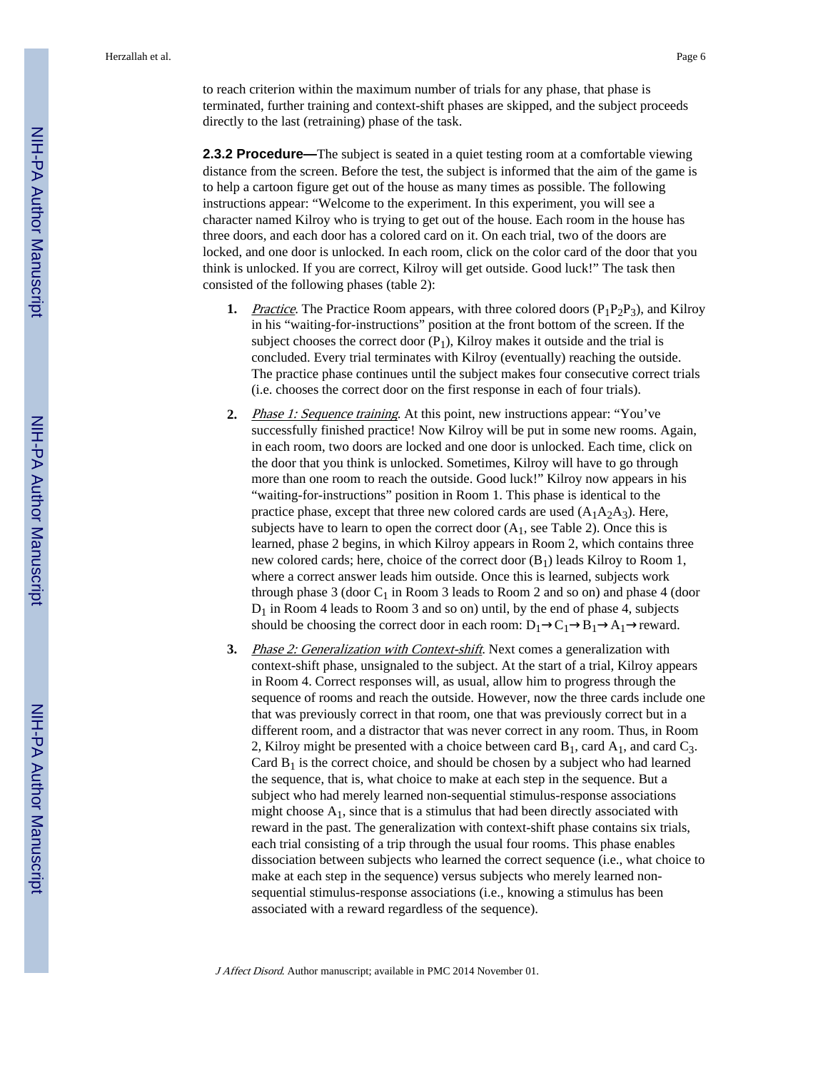to reach criterion within the maximum number of trials for any phase, that phase is terminated, further training and context-shift phases are skipped, and the subject proceeds directly to the last (retraining) phase of the task.

**2.3.2 Procedure—**The subject is seated in a quiet testing room at a comfortable viewing distance from the screen. Before the test, the subject is informed that the aim of the game is to help a cartoon figure get out of the house as many times as possible. The following instructions appear: "Welcome to the experiment. In this experiment, you will see a character named Kilroy who is trying to get out of the house. Each room in the house has three doors, and each door has a colored card on it. On each trial, two of the doors are locked, and one door is unlocked. In each room, click on the color card of the door that you think is unlocked. If you are correct, Kilroy will get outside. Good luck!" The task then consisted of the following phases (table 2):

1. *Practice*. The Practice Room appears, with three colored doors ($P_1P_2P_3$), and Kilroy in his "waiting-for-instructions" position at the front bottom of the screen. If the subject chooses the correct door ($P_1$), Kilroy makes it outside and the trial is concluded. Every trial terminates with Kilroy (eventually) reaching the outside. The practice phase continues until the subject makes four consecutive correct trials (i.e. chooses the correct door on the first response in each of four trials).

2. *Phase 1: Sequence training*. At this point, new instructions appear: "You've successfully finished practice! Now Kilroy will be put in some new rooms. Again, in each room, two doors are locked and one door is unlocked. Each time, click on the door that you think is unlocked. Sometimes, Kilroy will have to go through more than one room to reach the outside. Good luck!" Kilroy now appears in his "waiting-for-instructions" position in Room 1. This phase is identical to the practice phase, except that three new colored cards are used ($A_1A_2A_3$). Here, subjects have to learn to open the correct door ($A_1$, see Table 2). Once this is learned, phase 2 begins, in which Kilroy appears in Room 2, which contains three new colored cards; here, choice of the correct door ($B_1$) leads Kilroy to Room 1, where a correct answer leads him outside. Once this is learned, subjects work through phase 3 (door $C_1$ in Room 3 leads to Room 2 and so on) and phase 4 (door $D_1$ in Room 4 leads to Room 3 and so on) until, by the end of phase 4, subjects should be choosing the correct door in each room: $D_1 \rightarrow C_1 \rightarrow B_1 \rightarrow A_1 \rightarrow$ reward.

3. *Phase 2: Generalization with Context-shift*. Next comes a generalization with context-shift phase, unsignaled to the subject. At the start of a trial, Kilroy appears in Room 4. Correct responses will, as usual, allow him to progress through the sequence of rooms and reach the outside. However, now the three cards include one that was previously correct in that room, one that was previously correct but in a different room, and a distractor that was never correct in any room. Thus, in Room 2, Kilroy might be presented with a choice between card $B_1$, card $A_1$, and card $C_3$. Card $B_1$ is the correct choice, and should be chosen by a subject who had learned the sequence, that is, what choice to make at each step in the sequence. But a subject who had merely learned non-sequential stimulus-response associations might choose $A_1$, since that is a stimulus that had been directly associated with reward in the past. The generalization with context-shift phase contains six trials, each trial consisting of a trip through the usual four rooms. This phase enables dissociation between subjects who learned the correct sequence (i.e., what choice to make at each step in the sequence) versus subjects who merely learned non-sequential stimulus-response associations (i.e., knowing a stimulus has been associated with a reward regardless of the sequence).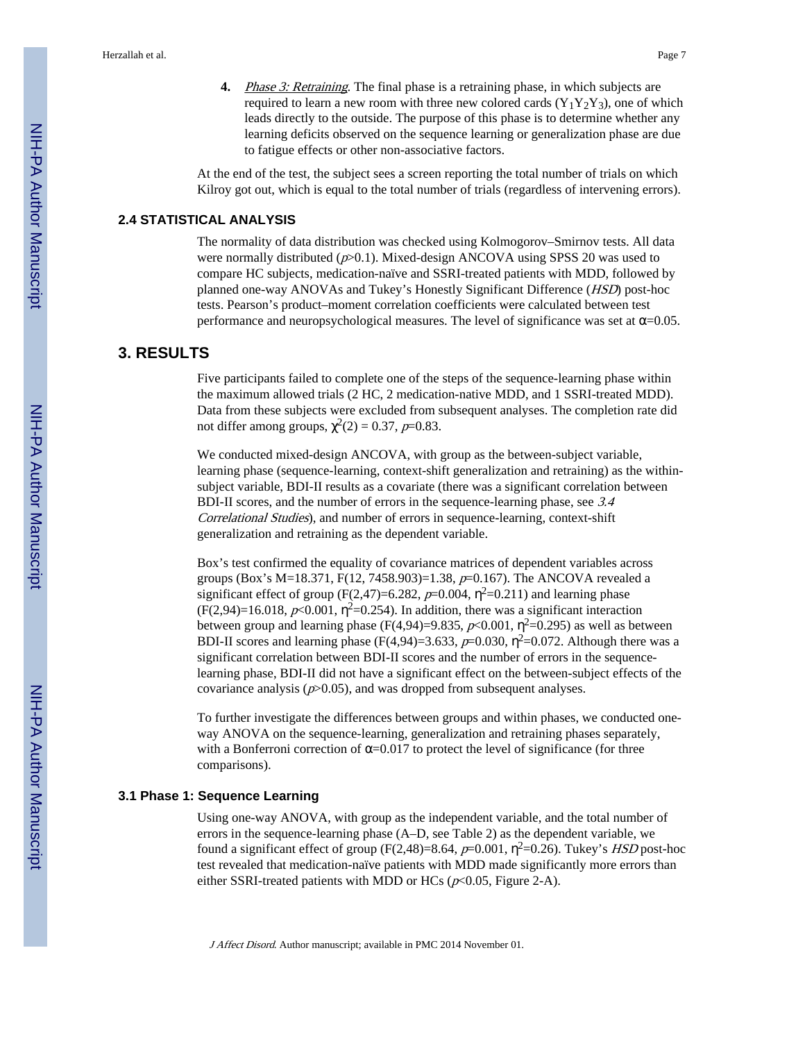4. *Phase 3: Retraining*. The final phase is a retraining phase, in which subjects are required to learn a new room with three new colored cards ($Y_1Y_2Y_3$), one of which leads directly to the outside. The purpose of this phase is to determine whether any learning deficits observed on the sequence learning or generalization phase are due to fatigue effects or other non-associative factors.

At the end of the test, the subject sees a screen reporting the total number of trials on which Kilroy got out, which is equal to the total number of trials (regardless of intervening errors).

### 2.4 STATISTICAL ANALYSIS

The normality of data distribution was checked using Kolmogorov–Smirnov tests. All data were normally distributed ($p$>0.1). Mixed-design ANCOVA using SPSS 20 was used to compare HC subjects, medication-naïve and SSRI-treated patients with MDD, followed by planned one-way ANOVAs and Tukey's Honestly Significant Difference (*HSD*) post-hoc tests. Pearson's product–moment correlation coefficients were calculated between test performance and neuropsychological measures. The level of significance was set at $\alpha$=0.05.

## 3. RESULTS

Five participants failed to complete one of the steps of the sequence-learning phase within the maximum allowed trials (2 HC, 2 medication-native MDD, and 1 SSRI-treated MDD). Data from these subjects were excluded from subsequent analyses. The completion rate did not differ among groups, $\chi^2(2) = 0.37$, $p$=0.83.

We conducted mixed-design ANCOVA, with group as the between-subject variable, learning phase (sequence-learning, context-shift generalization and retraining) as the within-subject variable, BDI-II results as a covariate (there was a significant correlation between BDI-II scores, and the number of errors in the sequence-learning phase, see *3.4 Correlational Studies*), and number of errors in sequence-learning, context-shift generalization and retraining as the dependent variable.

Box's test confirmed the equality of covariance matrices of dependent variables across groups (Box's M=18.371, F(12, 7458.903)=1.38, $p$=0.167). The ANCOVA revealed a significant effect of group (F(2,47)=6.282, $p$=0.004, $\eta^2$=0.211) and learning phase (F(2,94)=16.018, $p$<0.001, $\eta^2$=0.254). In addition, there was a significant interaction between group and learning phase (F(4,94)=9.835, $p$<0.001, $\eta^2$=0.295) as well as between BDI-II scores and learning phase (F(4,94)=3.633, $p$=0.030, $\eta^2$=0.072. Although there was a significant correlation between BDI-II scores and the number of errors in the sequence-learning phase, BDI-II did not have a significant effect on the between-subject effects of the covariance analysis ($p$>0.05), and was dropped from subsequent analyses.

To further investigate the differences between groups and within phases, we conducted one-way ANOVA on the sequence-learning, generalization and retraining phases separately, with a Bonferroni correction of $\alpha$=0.017 to protect the level of significance (for three comparisons).

### 3.1 Phase 1: Sequence Learning

Using one-way ANOVA, with group as the independent variable, and the total number of errors in the sequence-learning phase (A–D, see Table 2) as the dependent variable, we found a significant effect of group (F(2,48)=8.64, $p$=0.001, $\eta^2$=0.26). Tukey's *HSD* post-hoc test revealed that medication-naïve patients with MDD made significantly more errors than either SSRI-treated patients with MDD or HCs ($p$<0.05, Figure 2-A).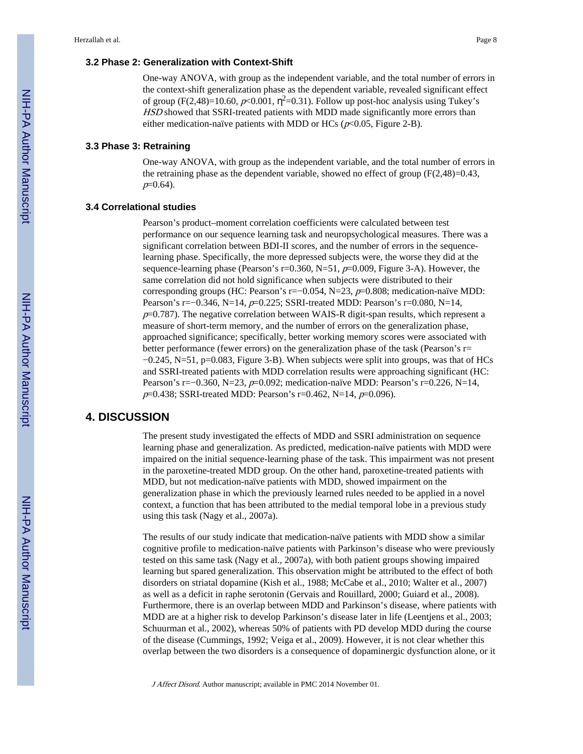### 3.2 Phase 2: Generalization with Context-Shift

One-way ANOVA, with group as the independent variable, and the total number of errors in the context-shift generalization phase as the dependent variable, revealed significant effect of group ($F(2,48)=10.60$, $p<0.001$, $\eta^2=0.31$). Follow up post-hoc analysis using Tukey's *HSD* showed that SSRI-treated patients with MDD made significantly more errors than either medication-naïve patients with MDD or HCs ($p<0.05$, Figure 2-B).

### 3.3 Phase 3: Retraining

One-way ANOVA, with group as the independent variable, and the total number of errors in the retraining phase as the dependent variable, showed no effect of group ($F(2,48)=0.43$, $p=0.64$).

### 3.4 Correlational studies

Pearson's product–moment correlation coefficients were calculated between test performance on our sequence learning task and neuropsychological measures. There was a significant correlation between BDI-II scores, and the number of errors in the sequence-learning phase. Specifically, the more depressed subjects were, the worse they did at the sequence-learning phase (Pearson's r=0.360, N=51, $p=0.009$, Figure 3-A). However, the same correlation did not hold significance when subjects were distributed to their corresponding groups (HC: Pearson's r=−0.054, N=23, $p=0.808$; medication-naïve MDD: Pearson's r=−0.346, N=14, $p=0.225$; SSRI-treated MDD: Pearson's r=0.080, N=14, $p=0.787$). The negative correlation between WAIS-R digit-span results, which represent a measure of short-term memory, and the number of errors on the generalization phase, approached significance; specifically, better working memory scores were associated with better performance (fewer errors) on the generalization phase of the task (Pearson's r= −0.245, N=51, p=0.083, Figure 3-B). When subjects were split into groups, was that of HCs and SSRI-treated patients with MDD correlation results were approaching significant (HC: Pearson's r=−0.360, N=23, $p=0.092$; medication-naïve MDD: Pearson's r=0.226, N=14, $p=0.438$; SSRI-treated MDD: Pearson's r=0.462, N=14, $p=0.096$).

## 4. DISCUSSION

The present study investigated the effects of MDD and SSRI administration on sequence learning phase and generalization. As predicted, medication-naïve patients with MDD were impaired on the initial sequence-learning phase of the task. This impairment was not present in the paroxetine-treated MDD group. On the other hand, paroxetine-treated patients with MDD, but not medication-naïve patients with MDD, showed impairment on the generalization phase in which the previously learned rules needed to be applied in a novel context, a function that has been attributed to the medial temporal lobe in a previous study using this task (Nagy et al., 2007a).

The results of our study indicate that medication-naïve patients with MDD show a similar cognitive profile to medication-naïve patients with Parkinson's disease who were previously tested on this same task (Nagy et al., 2007a), with both patient groups showing impaired learning but spared generalization. This observation might be attributed to the effect of both disorders on striatal dopamine (Kish et al., 1988; McCabe et al., 2010; Walter et al., 2007) as well as a deficit in raphe serotonin (Gervais and Rouillard, 2000; Guiard et al., 2008). Furthermore, there is an overlap between MDD and Parkinson's disease, where patients with MDD are at a higher risk to develop Parkinson's disease later in life (Leentjens et al., 2003; Schuurman et al., 2002), whereas 50% of patients with PD develop MDD during the course of the disease (Cummings, 1992; Veiga et al., 2009). However, it is not clear whether this overlap between the two disorders is a consequence of dopaminergic dysfunction alone, or it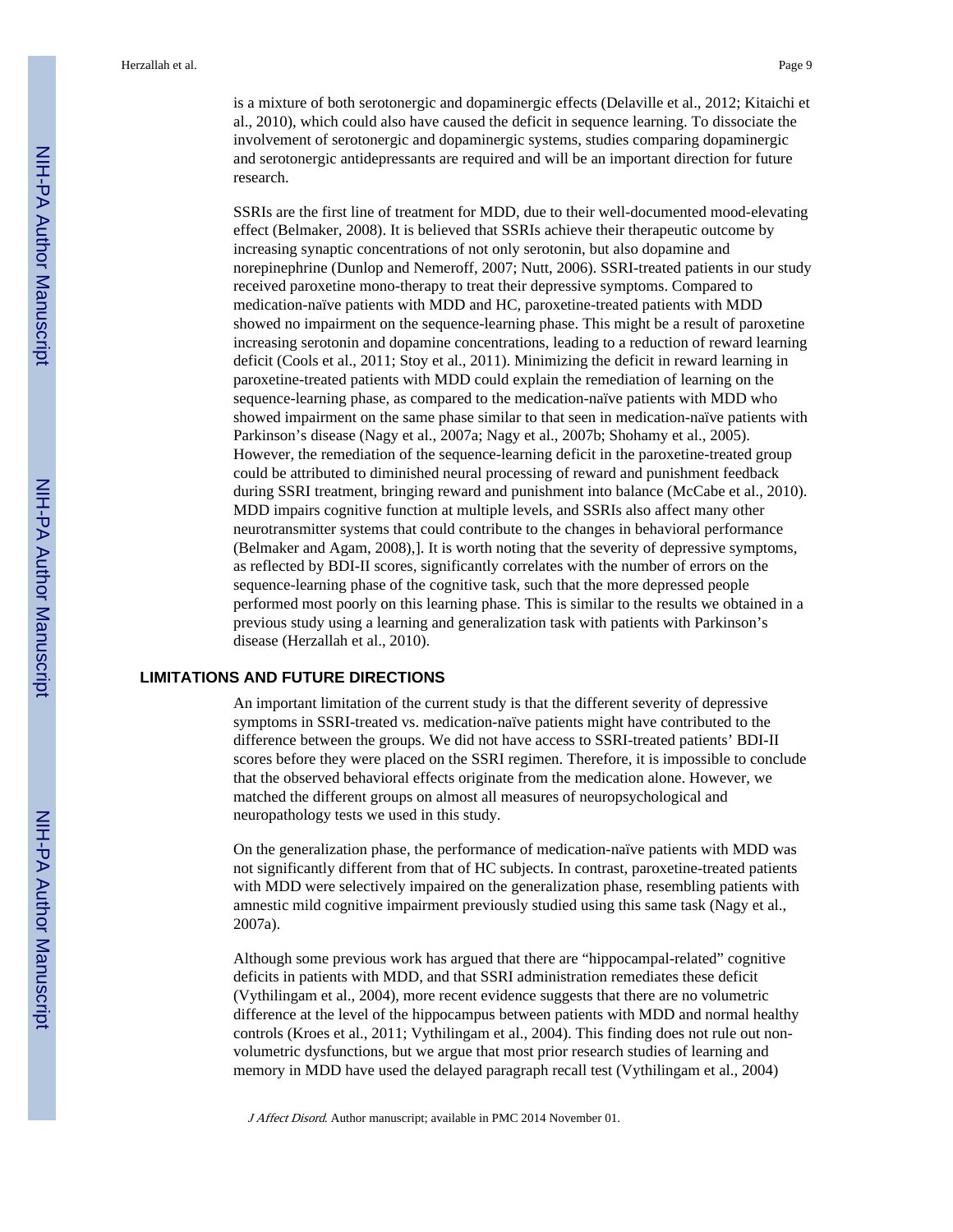is a mixture of both serotonergic and dopaminergic effects (Delaville et al., 2012; Kitaichi et al., 2010), which could also have caused the deficit in sequence learning. To dissociate the involvement of serotonergic and dopaminergic systems, studies comparing dopaminergic and serotonergic antidepressants are required and will be an important direction for future research.

SSRIs are the first line of treatment for MDD, due to their well-documented mood-elevating effect (Belmaker, 2008). It is believed that SSRIs achieve their therapeutic outcome by increasing synaptic concentrations of not only serotonin, but also dopamine and norepinephrine (Dunlop and Nemeroff, 2007; Nutt, 2006). SSRI-treated patients in our study received paroxetine mono-therapy to treat their depressive symptoms. Compared to medication-naïve patients with MDD and HC, paroxetine-treated patients with MDD showed no impairment on the sequence-learning phase. This might be a result of paroxetine increasing serotonin and dopamine concentrations, leading to a reduction of reward learning deficit (Cools et al., 2011; Stoy et al., 2011). Minimizing the deficit in reward learning in paroxetine-treated patients with MDD could explain the remediation of learning on the sequence-learning phase, as compared to the medication-naïve patients with MDD who showed impairment on the same phase similar to that seen in medication-naïve patients with Parkinson's disease (Nagy et al., 2007a; Nagy et al., 2007b; Shohamy et al., 2005). However, the remediation of the sequence-learning deficit in the paroxetine-treated group could be attributed to diminished neural processing of reward and punishment feedback during SSRI treatment, bringing reward and punishment into balance (McCabe et al., 2010). MDD impairs cognitive function at multiple levels, and SSRIs also affect many other neurotransmitter systems that could contribute to the changes in behavioral performance (Belmaker and Agam, 2008),]. It is worth noting that the severity of depressive symptoms, as reflected by BDI-II scores, significantly correlates with the number of errors on the sequence-learning phase of the cognitive task, such that the more depressed people performed most poorly on this learning phase. This is similar to the results we obtained in a previous study using a learning and generalization task with patients with Parkinson's disease (Herzallah et al., 2010).

## LIMITATIONS AND FUTURE DIRECTIONS

An important limitation of the current study is that the different severity of depressive symptoms in SSRI-treated vs. medication-naïve patients might have contributed to the difference between the groups. We did not have access to SSRI-treated patients' BDI-II scores before they were placed on the SSRI regimen. Therefore, it is impossible to conclude that the observed behavioral effects originate from the medication alone. However, we matched the different groups on almost all measures of neuropsychological and neuropathology tests we used in this study.

On the generalization phase, the performance of medication-naïve patients with MDD was not significantly different from that of HC subjects. In contrast, paroxetine-treated patients with MDD were selectively impaired on the generalization phase, resembling patients with amnestic mild cognitive impairment previously studied using this same task (Nagy et al., 2007a).

Although some previous work has argued that there are "hippocampal-related" cognitive deficits in patients with MDD, and that SSRI administration remediates these deficit (Vythilingam et al., 2004), more recent evidence suggests that there are no volumetric difference at the level of the hippocampus between patients with MDD and normal healthy controls (Kroes et al., 2011; Vythilingam et al., 2004). This finding does not rule out non-volumetric dysfunctions, but we argue that most prior research studies of learning and memory in MDD have used the delayed paragraph recall test (Vythilingam et al., 2004)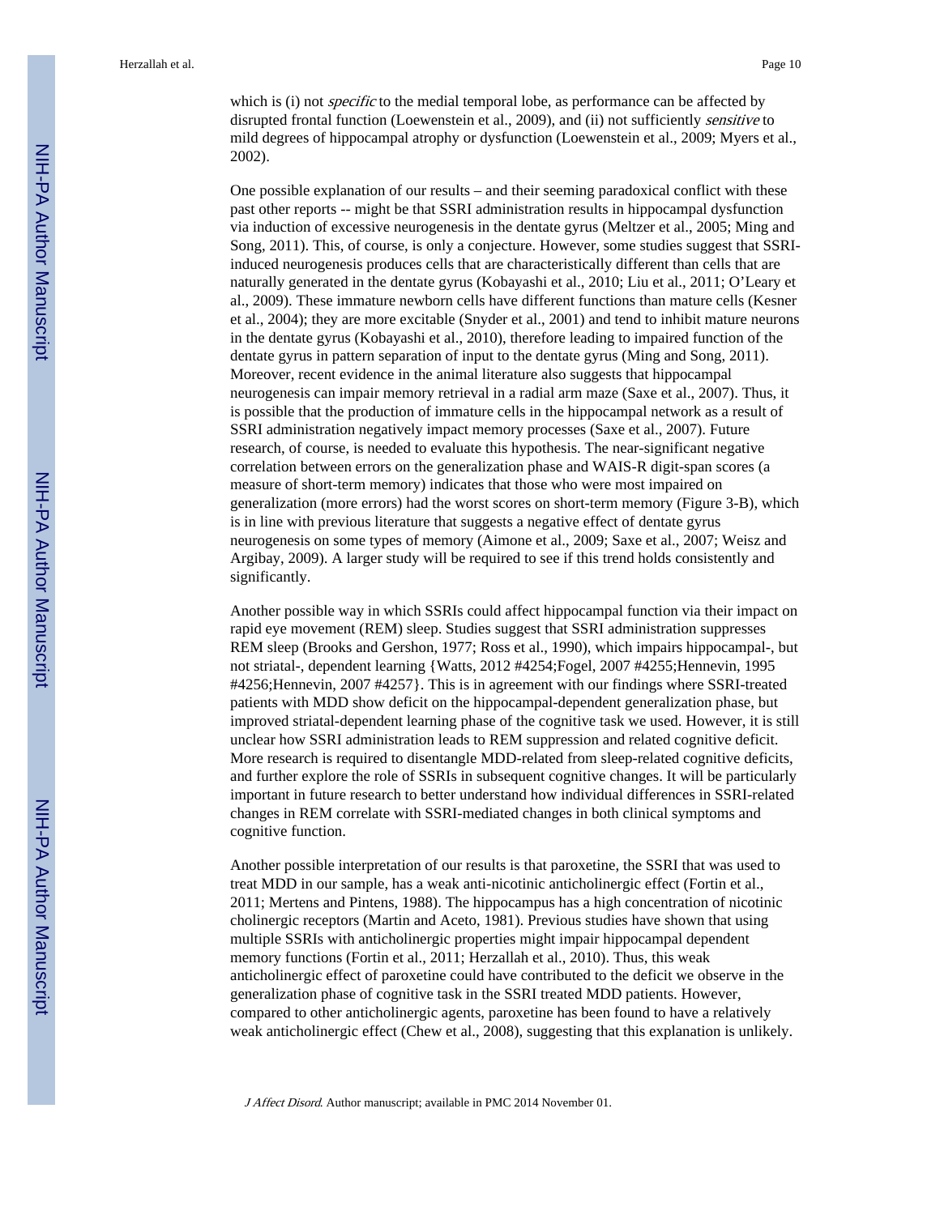which is (i) not *specific* to the medial temporal lobe, as performance can be affected by disrupted frontal function (Loewenstein et al., 2009), and (ii) not sufficiently *sensitive* to mild degrees of hippocampal atrophy or dysfunction (Loewenstein et al., 2009; Myers et al., 2002).

One possible explanation of our results – and their seeming paradoxical conflict with these past other reports -- might be that SSRI administration results in hippocampal dysfunction via induction of excessive neurogenesis in the dentate gyrus (Meltzer et al., 2005; Ming and Song, 2011). This, of course, is only a conjecture. However, some studies suggest that SSRI-induced neurogenesis produces cells that are characteristically different than cells that are naturally generated in the dentate gyrus (Kobayashi et al., 2010; Liu et al., 2011; O'Leary et al., 2009). These immature newborn cells have different functions than mature cells (Kesner et al., 2004); they are more excitable (Snyder et al., 2001) and tend to inhibit mature neurons in the dentate gyrus (Kobayashi et al., 2010), therefore leading to impaired function of the dentate gyrus in pattern separation of input to the dentate gyrus (Ming and Song, 2011). Moreover, recent evidence in the animal literature also suggests that hippocampal neurogenesis can impair memory retrieval in a radial arm maze (Saxe et al., 2007). Thus, it is possible that the production of immature cells in the hippocampal network as a result of SSRI administration negatively impact memory processes (Saxe et al., 2007). Future research, of course, is needed to evaluate this hypothesis. The near-significant negative correlation between errors on the generalization phase and WAIS-R digit-span scores (a measure of short-term memory) indicates that those who were most impaired on generalization (more errors) had the worst scores on short-term memory (Figure 3-B), which is in line with previous literature that suggests a negative effect of dentate gyrus neurogenesis on some types of memory (Aimone et al., 2009; Saxe et al., 2007; Weisz and Argibay, 2009). A larger study will be required to see if this trend holds consistently and significantly.

Another possible way in which SSRIs could affect hippocampal function via their impact on rapid eye movement (REM) sleep. Studies suggest that SSRI administration suppresses REM sleep (Brooks and Gershon, 1977; Ross et al., 1990), which impairs hippocampal-, but not striatal-, dependent learning {Watts, 2012 #4254;Fogel, 2007 #4255;Hennevin, 1995 #4256;Hennevin, 2007 #4257}. This is in agreement with our findings where SSRI-treated patients with MDD show deficit on the hippocampal-dependent generalization phase, but improved striatal-dependent learning phase of the cognitive task we used. However, it is still unclear how SSRI administration leads to REM suppression and related cognitive deficit. More research is required to disentangle MDD-related from sleep-related cognitive deficits, and further explore the role of SSRIs in subsequent cognitive changes. It will be particularly important in future research to better understand how individual differences in SSRI-related changes in REM correlate with SSRI-mediated changes in both clinical symptoms and cognitive function.

Another possible interpretation of our results is that paroxetine, the SSRI that was used to treat MDD in our sample, has a weak anti-nicotinic anticholinergic effect (Fortin et al., 2011; Mertens and Pintens, 1988). The hippocampus has a high concentration of nicotinic cholinergic receptors (Martin and Aceto, 1981). Previous studies have shown that using multiple SSRIs with anticholinergic properties might impair hippocampal dependent memory functions (Fortin et al., 2011; Herzallah et al., 2010). Thus, this weak anticholinergic effect of paroxetine could have contributed to the deficit we observe in the generalization phase of cognitive task in the SSRI treated MDD patients. However, compared to other anticholinergic agents, paroxetine has been found to have a relatively weak anticholinergic effect (Chew et al., 2008), suggesting that this explanation is unlikely.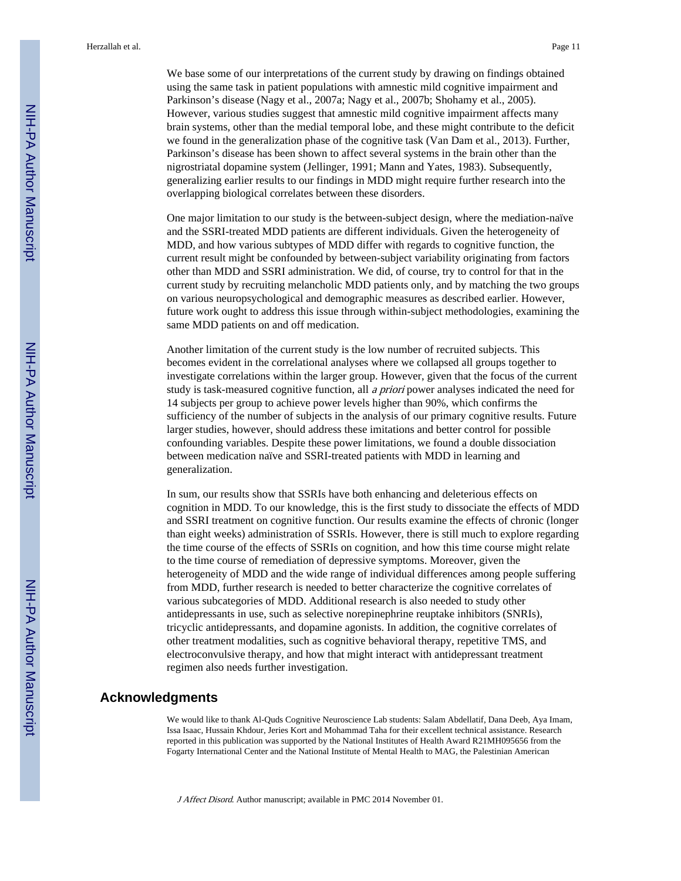We base some of our interpretations of the current study by drawing on findings obtained using the same task in patient populations with amnestic mild cognitive impairment and Parkinson's disease (Nagy et al., 2007a; Nagy et al., 2007b; Shohamy et al., 2005). However, various studies suggest that amnestic mild cognitive impairment affects many brain systems, other than the medial temporal lobe, and these might contribute to the deficit we found in the generalization phase of the cognitive task (Van Dam et al., 2013). Further, Parkinson's disease has been shown to affect several systems in the brain other than the nigrostriatal dopamine system (Jellinger, 1991; Mann and Yates, 1983). Subsequently, generalizing earlier results to our findings in MDD might require further research into the overlapping biological correlates between these disorders.

One major limitation to our study is the between-subject design, where the mediation-naïve and the SSRI-treated MDD patients are different individuals. Given the heterogeneity of MDD, and how various subtypes of MDD differ with regards to cognitive function, the current result might be confounded by between-subject variability originating from factors other than MDD and SSRI administration. We did, of course, try to control for that in the current study by recruiting melancholic MDD patients only, and by matching the two groups on various neuropsychological and demographic measures as described earlier. However, future work ought to address this issue through within-subject methodologies, examining the same MDD patients on and off medication.

Another limitation of the current study is the low number of recruited subjects. This becomes evident in the correlational analyses where we collapsed all groups together to investigate correlations within the larger group. However, given that the focus of the current study is task-measured cognitive function, all *a priori* power analyses indicated the need for 14 subjects per group to achieve power levels higher than 90%, which confirms the sufficiency of the number of subjects in the analysis of our primary cognitive results. Future larger studies, however, should address these imitations and better control for possible confounding variables. Despite these power limitations, we found a double dissociation between medication naïve and SSRI-treated patients with MDD in learning and generalization.

In sum, our results show that SSRIs have both enhancing and deleterious effects on cognition in MDD. To our knowledge, this is the first study to dissociate the effects of MDD and SSRI treatment on cognitive function. Our results examine the effects of chronic (longer than eight weeks) administration of SSRIs. However, there is still much to explore regarding the time course of the effects of SSRIs on cognition, and how this time course might relate to the time course of remediation of depressive symptoms. Moreover, given the heterogeneity of MDD and the wide range of individual differences among people suffering from MDD, further research is needed to better characterize the cognitive correlates of various subcategories of MDD. Additional research is also needed to study other antidepressants in use, such as selective norepinephrine reuptake inhibitors (SNRIs), tricyclic antidepressants, and dopamine agonists. In addition, the cognitive correlates of other treatment modalities, such as cognitive behavioral therapy, repetitive TMS, and electroconvulsive therapy, and how that might interact with antidepressant treatment regimen also needs further investigation.

## Acknowledgments

We would like to thank Al-Quds Cognitive Neuroscience Lab students: Salam Abdellatif, Dana Deeb, Aya Imam, Issa Isaac, Hussain Khdour, Jeries Kort and Mohammad Taha for their excellent technical assistance. Research reported in this publication was supported by the National Institutes of Health Award R21MH095656 from the Fogarty International Center and the National Institute of Mental Health to MAG, the Palestinian American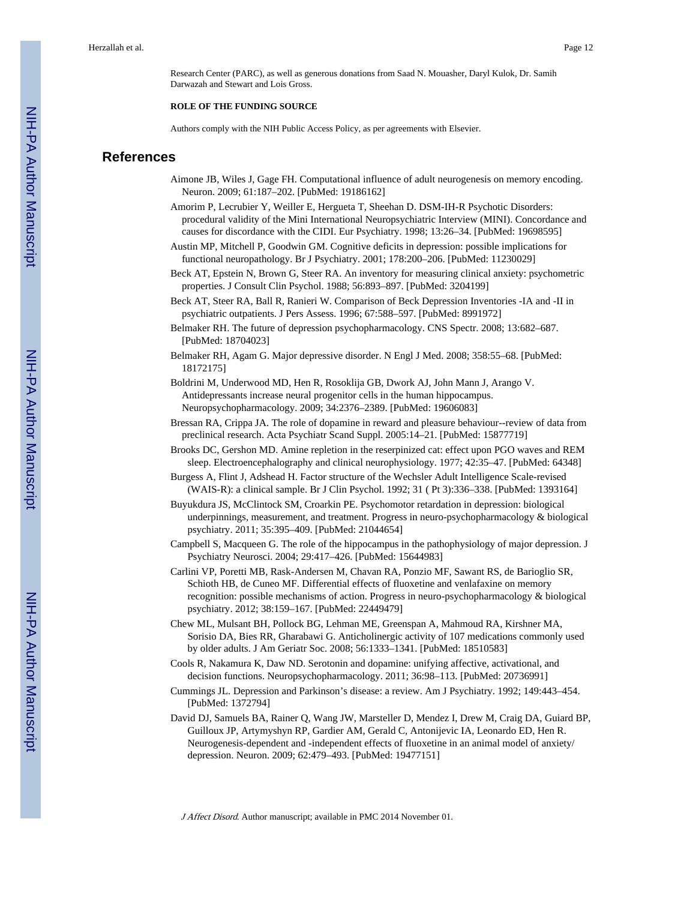Research Center (PARC), as well as generous donations from Saad N. Mouasher, Daryl Kulok, Dr. Samih Darwazah and Stewart and Lois Gross.

#### ROLE OF THE FUNDING SOURCE

Authors comply with the NIH Public Access Policy, as per agreements with Elsevier.

## References

Aimone JB, Wiles J, Gage FH. Computational influence of adult neurogenesis on memory encoding. Neuron. 2009; 61:187–202. [PubMed: 19186162]

Amorim P, Lecrubier Y, Weiller E, Hergueta T, Sheehan D. DSM-IH-R Psychotic Disorders: procedural validity of the Mini International Neuropsychiatric Interview (MINI). Concordance and causes for discordance with the CIDI. Eur Psychiatry. 1998; 13:26–34. [PubMed: 19698595]

Austin MP, Mitchell P, Goodwin GM. Cognitive deficits in depression: possible implications for functional neuropathology. Br J Psychiatry. 2001; 178:200–206. [PubMed: 11230029]

Beck AT, Epstein N, Brown G, Steer RA. An inventory for measuring clinical anxiety: psychometric properties. J Consult Clin Psychol. 1988; 56:893–897. [PubMed: 3204199]

Beck AT, Steer RA, Ball R, Ranieri W. Comparison of Beck Depression Inventories -IA and -II in psychiatric outpatients. J Pers Assess. 1996; 67:588–597. [PubMed: 8991972]

Belmaker RH. The future of depression psychopharmacology. CNS Spectr. 2008; 13:682–687. [PubMed: 18704023]

Belmaker RH, Agam G. Major depressive disorder. N Engl J Med. 2008; 358:55–68. [PubMed: 18172175]

Boldrini M, Underwood MD, Hen R, Rosoklija GB, Dwork AJ, John Mann J, Arango V. Antidepressants increase neural progenitor cells in the human hippocampus. Neuropsychopharmacology. 2009; 34:2376–2389. [PubMed: 19606083]

Bressan RA, Crippa JA. The role of dopamine in reward and pleasure behaviour--review of data from preclinical research. Acta Psychiatr Scand Suppl. 2005:14–21. [PubMed: 15877719]

Brooks DC, Gershon MD. Amine repletion in the reserpinized cat: effect upon PGO waves and REM sleep. Electroencephalography and clinical neurophysiology. 1977; 42:35–47. [PubMed: 64348]

Burgess A, Flint J, Adshead H. Factor structure of the Wechsler Adult Intelligence Scale-revised (WAIS-R): a clinical sample. Br J Clin Psychol. 1992; 31 ( Pt 3):336–338. [PubMed: 1393164]

Buyukdura JS, McClintock SM, Croarkin PE. Psychomotor retardation in depression: biological underpinnings, measurement, and treatment. Progress in neuro-psychopharmacology & biological psychiatry. 2011; 35:395–409. [PubMed: 21044654]

Campbell S, Macqueen G. The role of the hippocampus in the pathophysiology of major depression. J Psychiatry Neurosci. 2004; 29:417–426. [PubMed: 15644983]

Carlini VP, Poretti MB, Rask-Andersen M, Chavan RA, Ponzio MF, Sawant RS, de Barioglio SR, Schioth HB, de Cuneo MF. Differential effects of fluoxetine and venlafaxine on memory recognition: possible mechanisms of action. Progress in neuro-psychopharmacology & biological psychiatry. 2012; 38:159–167. [PubMed: 22449479]

Chew ML, Mulsant BH, Pollock BG, Lehman ME, Greenspan A, Mahmoud RA, Kirshner MA, Sorisio DA, Bies RR, Gharabawi G. Anticholinergic activity of 107 medications commonly used by older adults. J Am Geriatr Soc. 2008; 56:1333–1341. [PubMed: 18510583]

Cools R, Nakamura K, Daw ND. Serotonin and dopamine: unifying affective, activational, and decision functions. Neuropsychopharmacology. 2011; 36:98–113. [PubMed: 20736991]

Cummings JL. Depression and Parkinson's disease: a review. Am J Psychiatry. 1992; 149:443–454. [PubMed: 1372794]

David DJ, Samuels BA, Rainer Q, Wang JW, Marsteller D, Mendez I, Drew M, Craig DA, Guiard BP, Guilloux JP, Artymyshyn RP, Gardier AM, Gerald C, Antonijevic IA, Leonardo ED, Hen R. Neurogenesis-dependent and -independent effects of fluoxetine in an animal model of anxiety/depression. Neuron. 2009; 62:479–493. [PubMed: 19477151]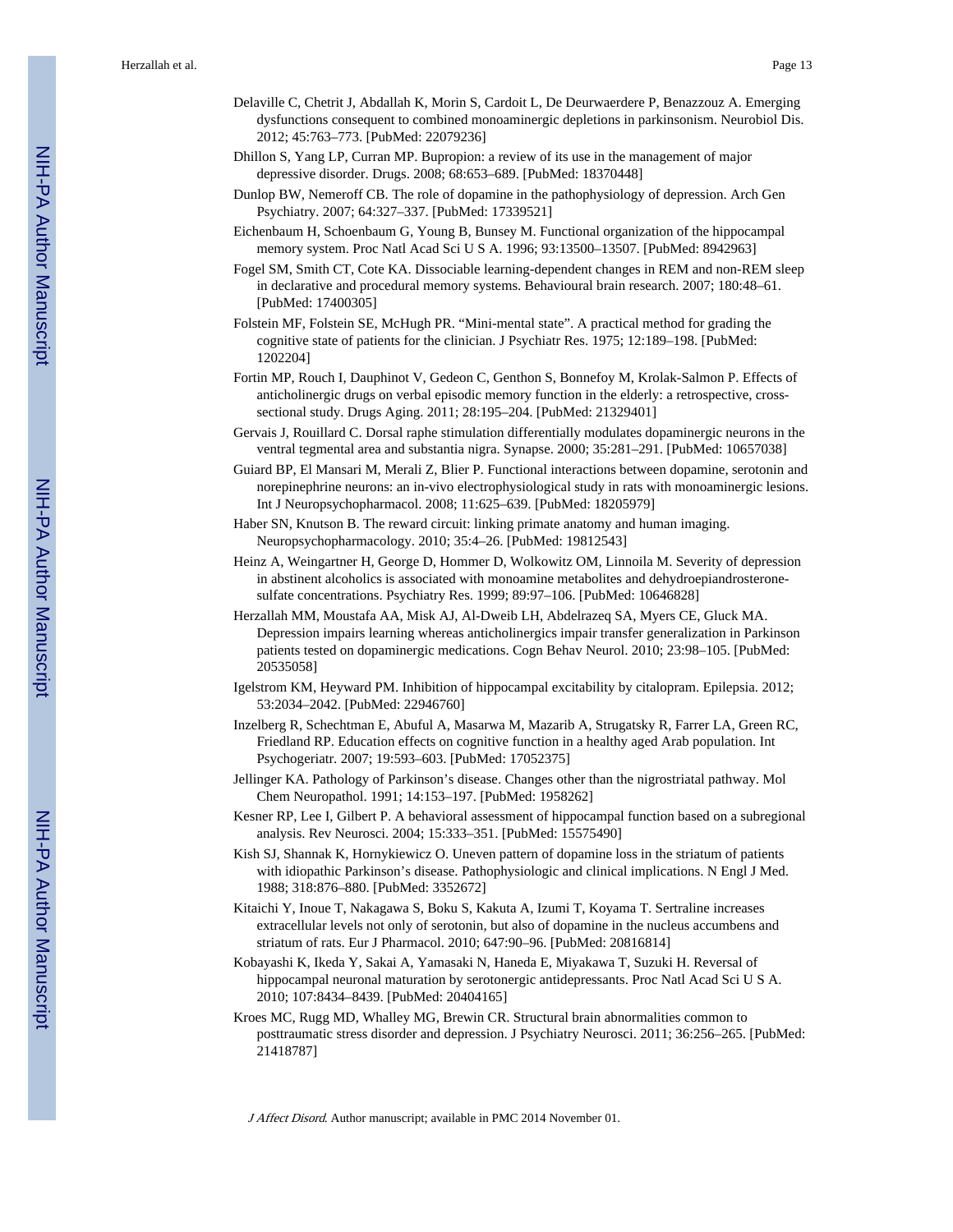Delaville C, Chetrit J, Abdallah K, Morin S, Cardoit L, De Deurwaerdere P, Benazzouz A. Emerging dysfunctions consequent to combined monoaminergic depletions in parkinsonism. Neurobiol Dis. 2012; 45:763–773. [PubMed: 22079236]

Dhillon S, Yang LP, Curran MP. Bupropion: a review of its use in the management of major depressive disorder. Drugs. 2008; 68:653–689. [PubMed: 18370448]

Dunlop BW, Nemeroff CB. The role of dopamine in the pathophysiology of depression. Arch Gen Psychiatry. 2007; 64:327–337. [PubMed: 17339521]

Eichenbaum H, Schoenbaum G, Young B, Bunsey M. Functional organization of the hippocampal memory system. Proc Natl Acad Sci U S A. 1996; 93:13500–13507. [PubMed: 8942963]

Fogel SM, Smith CT, Cote KA. Dissociable learning-dependent changes in REM and non-REM sleep in declarative and procedural memory systems. Behavioural brain research. 2007; 180:48–61. [PubMed: 17400305]

Folstein MF, Folstein SE, McHugh PR. "Mini-mental state". A practical method for grading the cognitive state of patients for the clinician. J Psychiatr Res. 1975; 12:189–198. [PubMed: 1202204]

Fortin MP, Rouch I, Dauphinot V, Gedeon C, Genthon S, Bonnefoy M, Krolak-Salmon P. Effects of anticholinergic drugs on verbal episodic memory function in the elderly: a retrospective, cross-sectional study. Drugs Aging. 2011; 28:195–204. [PubMed: 21329401]

Gervais J, Rouillard C. Dorsal raphe stimulation differentially modulates dopaminergic neurons in the ventral tegmental area and substantia nigra. Synapse. 2000; 35:281–291. [PubMed: 10657038]

Guiard BP, El Mansari M, Merali Z, Blier P. Functional interactions between dopamine, serotonin and norepinephrine neurons: an in-vivo electrophysiological study in rats with monoaminergic lesions. Int J Neuropsychopharmacol. 2008; 11:625–639. [PubMed: 18205979]

Haber SN, Knutson B. The reward circuit: linking primate anatomy and human imaging. Neuropsychopharmacology. 2010; 35:4–26. [PubMed: 19812543]

Heinz A, Weingartner H, George D, Hommer D, Wolkowitz OM, Linnoila M. Severity of depression in abstinent alcoholics is associated with monoamine metabolites and dehydroepiandrosterone-sulfate concentrations. Psychiatry Res. 1999; 89:97–106. [PubMed: 10646828]

Herzallah MM, Moustafa AA, Misk AJ, Al-Dweib LH, Abdelrazeq SA, Myers CE, Gluck MA. Depression impairs learning whereas anticholinergics impair transfer generalization in Parkinson patients tested on dopaminergic medications. Cogn Behav Neurol. 2010; 23:98–105. [PubMed: 20535058]

Igelstrom KM, Heyward PM. Inhibition of hippocampal excitability by citalopram. Epilepsia. 2012; 53:2034–2042. [PubMed: 22946760]

Inzelberg R, Schechtman E, Abuful A, Masarwa M, Mazarib A, Strugatsky R, Farrer LA, Green RC, Friedland RP. Education effects on cognitive function in a healthy aged Arab population. Int Psychogeriatr. 2007; 19:593–603. [PubMed: 17052375]

Jellinger KA. Pathology of Parkinson's disease. Changes other than the nigrostriatal pathway. Mol Chem Neuropathol. 1991; 14:153–197. [PubMed: 1958262]

Kesner RP, Lee I, Gilbert P. A behavioral assessment of hippocampal function based on a subregional analysis. Rev Neurosci. 2004; 15:333–351. [PubMed: 15575490]

Kish SJ, Shannak K, Hornykiewicz O. Uneven pattern of dopamine loss in the striatum of patients with idiopathic Parkinson's disease. Pathophysiologic and clinical implications. N Engl J Med. 1988; 318:876–880. [PubMed: 3352672]

Kitaichi Y, Inoue T, Nakagawa S, Boku S, Kakuta A, Izumi T, Koyama T. Sertraline increases extracellular levels not only of serotonin, but also of dopamine in the nucleus accumbens and striatum of rats. Eur J Pharmacol. 2010; 647:90–96. [PubMed: 20816814]

Kobayashi K, Ikeda Y, Sakai A, Yamasaki N, Haneda E, Miyakawa T, Suzuki H. Reversal of hippocampal neuronal maturation by serotonergic antidepressants. Proc Natl Acad Sci U S A. 2010; 107:8434–8439. [PubMed: 20404165]

Kroes MC, Rugg MD, Whalley MG, Brewin CR. Structural brain abnormalities common to posttraumatic stress disorder and depression. J Psychiatry Neurosci. 2011; 36:256–265. [PubMed: 21418787]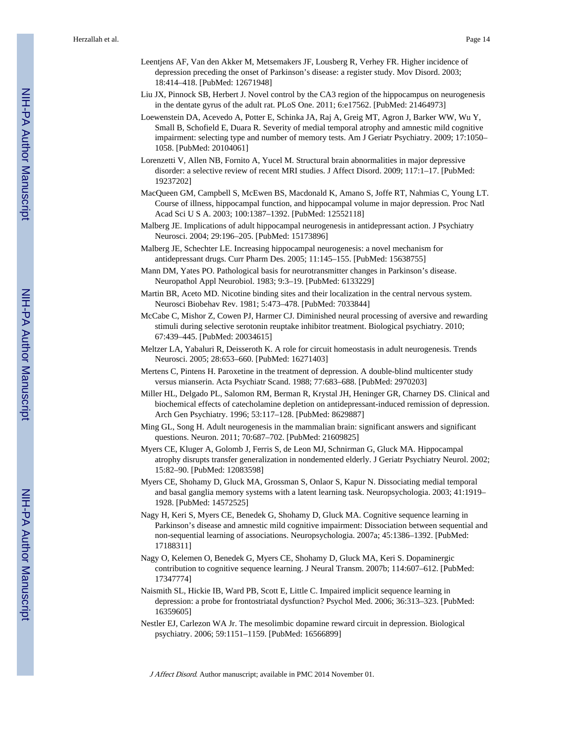Leentjens AF, Van den Akker M, Metsemakers JF, Lousberg R, Verhey FR. Higher incidence of depression preceding the onset of Parkinson's disease: a register study. Mov Disord. 2003; 18:414–418. [PubMed: 12671948]

Liu JX, Pinnock SB, Herbert J. Novel control by the CA3 region of the hippocampus on neurogenesis in the dentate gyrus of the adult rat. PLoS One. 2011; 6:e17562. [PubMed: 21464973]

Loewenstein DA, Acevedo A, Potter E, Schinka JA, Raj A, Greig MT, Agron J, Barker WW, Wu Y, Small B, Schofield E, Duara R. Severity of medial temporal atrophy and amnestic mild cognitive impairment: selecting type and number of memory tests. Am J Geriatr Psychiatry. 2009; 17:1050–1058. [PubMed: 20104061]

Lorenzetti V, Allen NB, Fornito A, Yucel M. Structural brain abnormalities in major depressive disorder: a selective review of recent MRI studies. J Affect Disord. 2009; 117:1–17. [PubMed: 19237202]

MacQueen GM, Campbell S, McEwen BS, Macdonald K, Amano S, Joffe RT, Nahmias C, Young LT. Course of illness, hippocampal function, and hippocampal volume in major depression. Proc Natl Acad Sci U S A. 2003; 100:1387–1392. [PubMed: 12552118]

Malberg JE. Implications of adult hippocampal neurogenesis in antidepressant action. J Psychiatry Neurosci. 2004; 29:196–205. [PubMed: 15173896]

Malberg JE, Schechter LE. Increasing hippocampal neurogenesis: a novel mechanism for antidepressant drugs. Curr Pharm Des. 2005; 11:145–155. [PubMed: 15638755]

Mann DM, Yates PO. Pathological basis for neurotransmitter changes in Parkinson's disease. Neuropathol Appl Neurobiol. 1983; 9:3–19. [PubMed: 6133229]

Martin BR, Aceto MD. Nicotine binding sites and their localization in the central nervous system. Neurosci Biobehav Rev. 1981; 5:473–478. [PubMed: 7033844]

McCabe C, Mishor Z, Cowen PJ, Harmer CJ. Diminished neural processing of aversive and rewarding stimuli during selective serotonin reuptake inhibitor treatment. Biological psychiatry. 2010; 67:439–445. [PubMed: 20034615]

Meltzer LA, Yabaluri R, Deisseroth K. A role for circuit homeostasis in adult neurogenesis. Trends Neurosci. 2005; 28:653–660. [PubMed: 16271403]

Mertens C, Pintens H. Paroxetine in the treatment of depression. A double-blind multicenter study versus mianserin. Acta Psychiatr Scand. 1988; 77:683–688. [PubMed: 2970203]

Miller HL, Delgado PL, Salomon RM, Berman R, Krystal JH, Heninger GR, Charney DS. Clinical and biochemical effects of catecholamine depletion on antidepressant-induced remission of depression. Arch Gen Psychiatry. 1996; 53:117–128. [PubMed: 8629887]

Ming GL, Song H. Adult neurogenesis in the mammalian brain: significant answers and significant questions. Neuron. 2011; 70:687–702. [PubMed: 21609825]

Myers CE, Kluger A, Golomb J, Ferris S, de Leon MJ, Schnirman G, Gluck MA. Hippocampal atrophy disrupts transfer generalization in nondemented elderly. J Geriatr Psychiatry Neurol. 2002; 15:82–90. [PubMed: 12083598]

Myers CE, Shohamy D, Gluck MA, Grossman S, Onlaor S, Kapur N. Dissociating medial temporal and basal ganglia memory systems with a latent learning task. Neuropsychologia. 2003; 41:1919–1928. [PubMed: 14572525]

Nagy H, Keri S, Myers CE, Benedek G, Shohamy D, Gluck MA. Cognitive sequence learning in Parkinson's disease and amnestic mild cognitive impairment: Dissociation between sequential and non-sequential learning of associations. Neuropsychologia. 2007a; 45:1386–1392. [PubMed: 17188311]

Nagy O, Kelemen O, Benedek G, Myers CE, Shohamy D, Gluck MA, Keri S. Dopaminergic contribution to cognitive sequence learning. J Neural Transm. 2007b; 114:607–612. [PubMed: 17347774]

Naismith SL, Hickie IB, Ward PB, Scott E, Little C. Impaired implicit sequence learning in depression: a probe for frontostriatal dysfunction? Psychol Med. 2006; 36:313–323. [PubMed: 16359605]

Nestler EJ, Carlezon WA Jr. The mesolimbic dopamine reward circuit in depression. Biological psychiatry. 2006; 59:1151–1159. [PubMed: 16566899]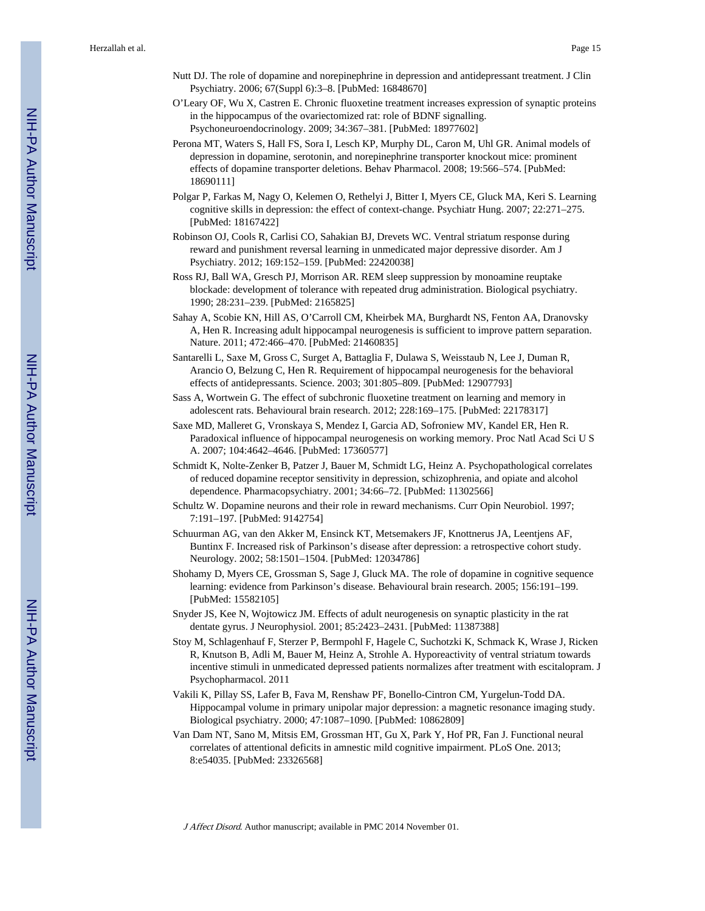Nutt DJ. The role of dopamine and norepinephrine in depression and antidepressant treatment. J Clin Psychiatry. 2006; 67(Suppl 6):3–8. [PubMed: 16848670]

O'Leary OF, Wu X, Castren E. Chronic fluoxetine treatment increases expression of synaptic proteins in the hippocampus of the ovariectomized rat: role of BDNF signalling. Psychoneuroendocrinology. 2009; 34:367–381. [PubMed: 18977602]

Perona MT, Waters S, Hall FS, Sora I, Lesch KP, Murphy DL, Caron M, Uhl GR. Animal models of depression in dopamine, serotonin, and norepinephrine transporter knockout mice: prominent effects of dopamine transporter deletions. Behav Pharmacol. 2008; 19:566–574. [PubMed: 18690111]

Polgar P, Farkas M, Nagy O, Kelemen O, Rethelyi J, Bitter I, Myers CE, Gluck MA, Keri S. Learning cognitive skills in depression: the effect of context-change. Psychiatr Hung. 2007; 22:271–275. [PubMed: 18167422]

Robinson OJ, Cools R, Carlisi CO, Sahakian BJ, Drevets WC. Ventral striatum response during reward and punishment reversal learning in unmedicated major depressive disorder. Am J Psychiatry. 2012; 169:152–159. [PubMed: 22420038]

Ross RJ, Ball WA, Gresch PJ, Morrison AR. REM sleep suppression by monoamine reuptake blockade: development of tolerance with repeated drug administration. Biological psychiatry. 1990; 28:231–239. [PubMed: 2165825]

Sahay A, Scobie KN, Hill AS, O'Carroll CM, Kheirbek MA, Burghardt NS, Fenton AA, Dranovsky A, Hen R. Increasing adult hippocampal neurogenesis is sufficient to improve pattern separation. Nature. 2011; 472:466–470. [PubMed: 21460835]

Santarelli L, Saxe M, Gross C, Surget A, Battaglia F, Dulawa S, Weisstaub N, Lee J, Duman R, Arancio O, Belzung C, Hen R. Requirement of hippocampal neurogenesis for the behavioral effects of antidepressants. Science. 2003; 301:805–809. [PubMed: 12907793]

Sass A, Wortwein G. The effect of subchronic fluoxetine treatment on learning and memory in adolescent rats. Behavioural brain research. 2012; 228:169–175. [PubMed: 22178317]

Saxe MD, Malleret G, Vronskaya S, Mendez I, Garcia AD, Sofroniew MV, Kandel ER, Hen R. Paradoxical influence of hippocampal neurogenesis on working memory. Proc Natl Acad Sci U S A. 2007; 104:4642–4646. [PubMed: 17360577]

Schmidt K, Nolte-Zenker B, Patzer J, Bauer M, Schmidt LG, Heinz A. Psychopathological correlates of reduced dopamine receptor sensitivity in depression, schizophrenia, and opiate and alcohol dependence. Pharmacopsychiatry. 2001; 34:66–72. [PubMed: 11302566]

Schultz W. Dopamine neurons and their role in reward mechanisms. Curr Opin Neurobiol. 1997; 7:191–197. [PubMed: 9142754]

Schuurman AG, van den Akker M, Ensinck KT, Metsemakers JF, Knottnerus JA, Leentjens AF, Buntinx F. Increased risk of Parkinson's disease after depression: a retrospective cohort study. Neurology. 2002; 58:1501–1504. [PubMed: 12034786]

Shohamy D, Myers CE, Grossman S, Sage J, Gluck MA. The role of dopamine in cognitive sequence learning: evidence from Parkinson's disease. Behavioural brain research. 2005; 156:191–199. [PubMed: 15582105]

Snyder JS, Kee N, Wojtowicz JM. Effects of adult neurogenesis on synaptic plasticity in the rat dentate gyrus. J Neurophysiol. 2001; 85:2423–2431. [PubMed: 11387388]

Stoy M, Schlagenhauf F, Sterzer P, Bermpohl F, Hagele C, Suchotzki K, Schmack K, Wrase J, Ricken R, Knutson B, Adli M, Bauer M, Heinz A, Strohle A. Hyporeactivity of ventral striatum towards incentive stimuli in unmedicated depressed patients normalizes after treatment with escitalopram. J Psychopharmacol. 2011

Vakili K, Pillay SS, Lafer B, Fava M, Renshaw PF, Bonello-Cintron CM, Yurgelun-Todd DA. Hippocampal volume in primary unipolar major depression: a magnetic resonance imaging study. Biological psychiatry. 2000; 47:1087–1090. [PubMed: 10862809]

Van Dam NT, Sano M, Mitsis EM, Grossman HT, Gu X, Park Y, Hof PR, Fan J. Functional neural correlates of attentional deficits in amnestic mild cognitive impairment. PLoS One. 2013; 8:e54035. [PubMed: 23326568]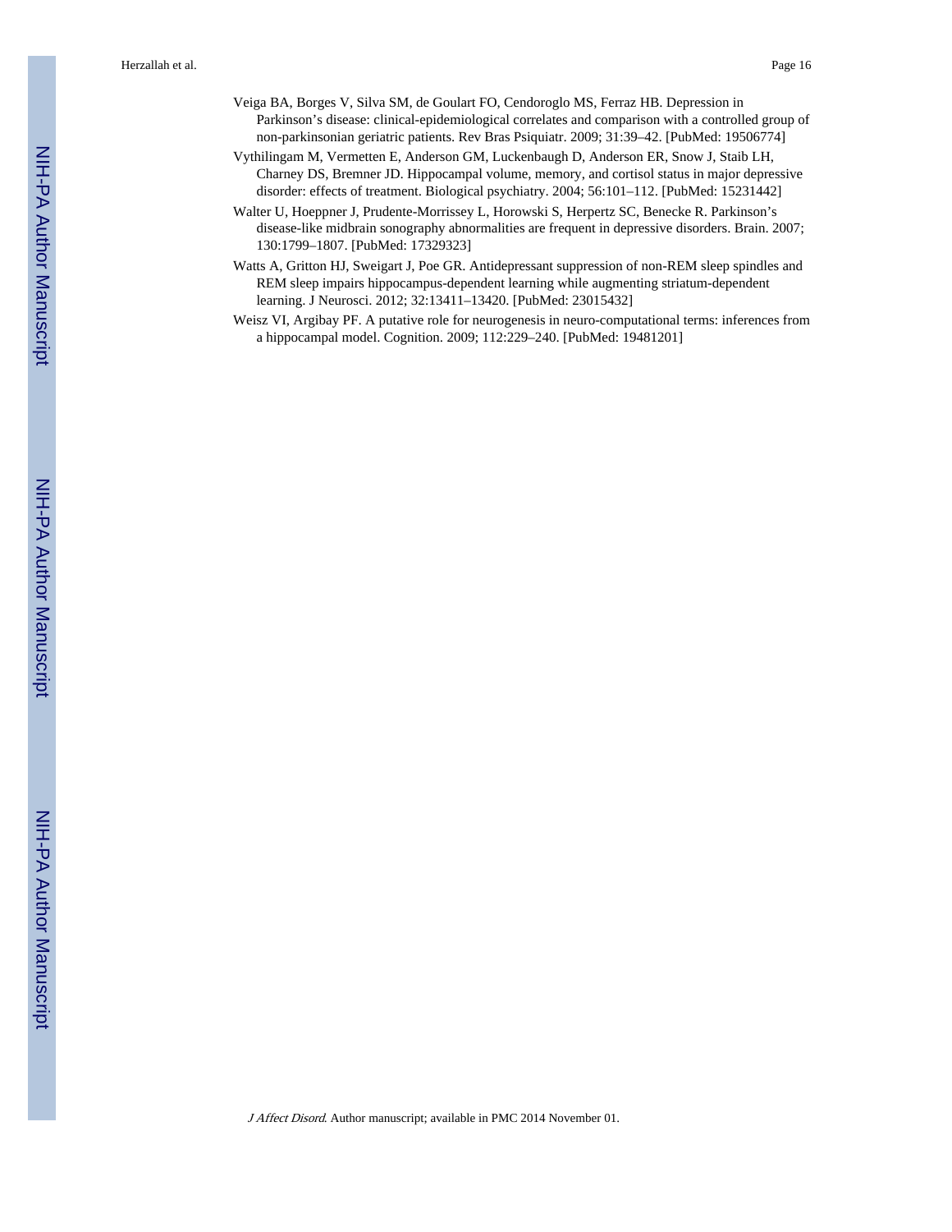Veiga BA, Borges V, Silva SM, de Goulart FO, Cendoroglo MS, Ferraz HB. Depression in Parkinson's disease: clinical-epidemiological correlates and comparison with a controlled group of non-parkinsonian geriatric patients. Rev Bras Psiquiatr. 2009; 31:39–42. [PubMed: 19506774]

Vythilingam M, Vermetten E, Anderson GM, Luckenbaugh D, Anderson ER, Snow J, Staib LH, Charney DS, Bremner JD. Hippocampal volume, memory, and cortisol status in major depressive disorder: effects of treatment. Biological psychiatry. 2004; 56:101–112. [PubMed: 15231442]

Walter U, Hoeppner J, Prudente-Morrissey L, Horowski S, Herpertz SC, Benecke R. Parkinson's disease-like midbrain sonography abnormalities are frequent in depressive disorders. Brain. 2007; 130:1799–1807. [PubMed: 17329323]

Watts A, Gritton HJ, Sweigart J, Poe GR. Antidepressant suppression of non-REM sleep spindles and REM sleep impairs hippocampus-dependent learning while augmenting striatum-dependent learning. J Neurosci. 2012; 32:13411–13420. [PubMed: 23015432]

Weisz VI, Argibay PF. A putative role for neurogenesis in neuro-computational terms: inferences from a hippocampal model. Cognition. 2009; 112:229–240. [PubMed: 19481201]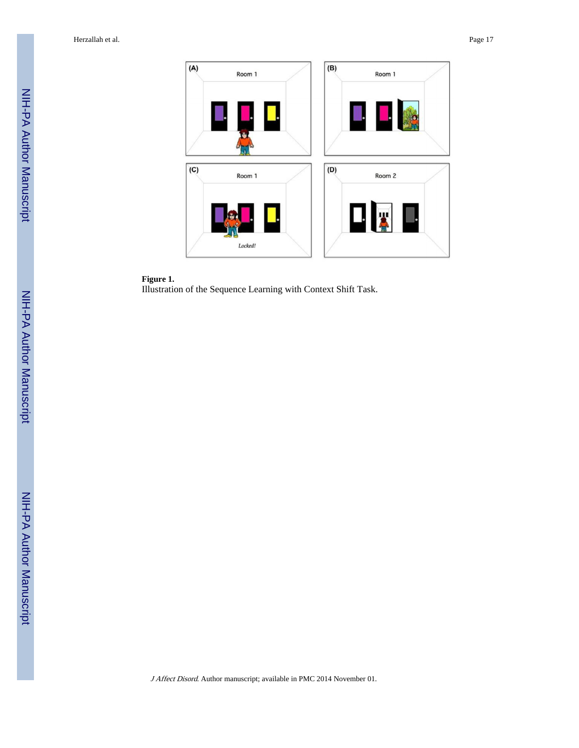**Figure 1.**

Illustration of the Sequence Learning with Context Shift Task.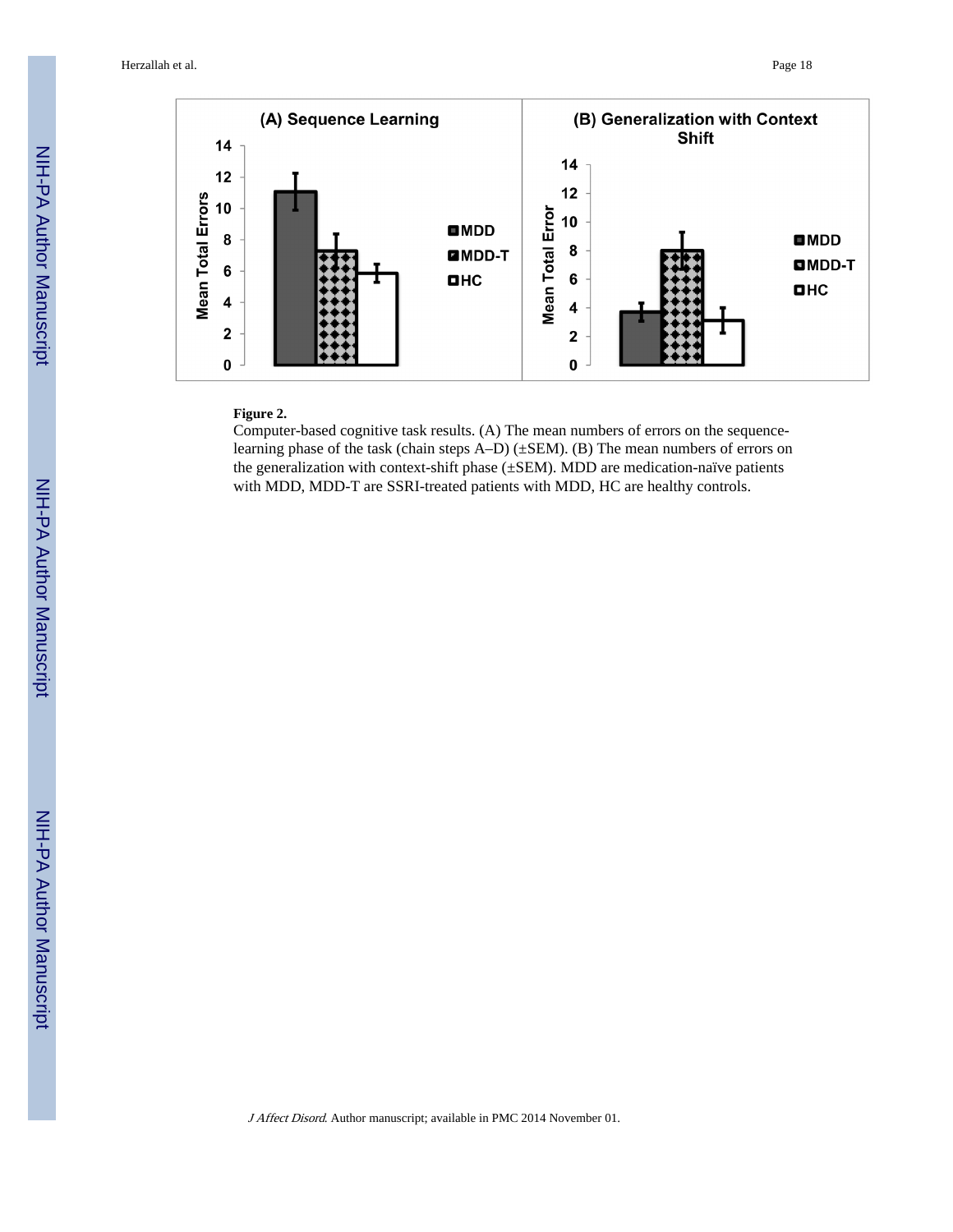**Figure 2.**

Computer-based cognitive task results. (A) The mean numbers of errors on the sequence-learning phase of the task (chain steps A–D) (±SEM). (B) The mean numbers of errors on the generalization with context-shift phase (±SEM). MDD are medication-naïve patients with MDD, MDD-T are SSRI-treated patients with MDD, HC are healthy controls.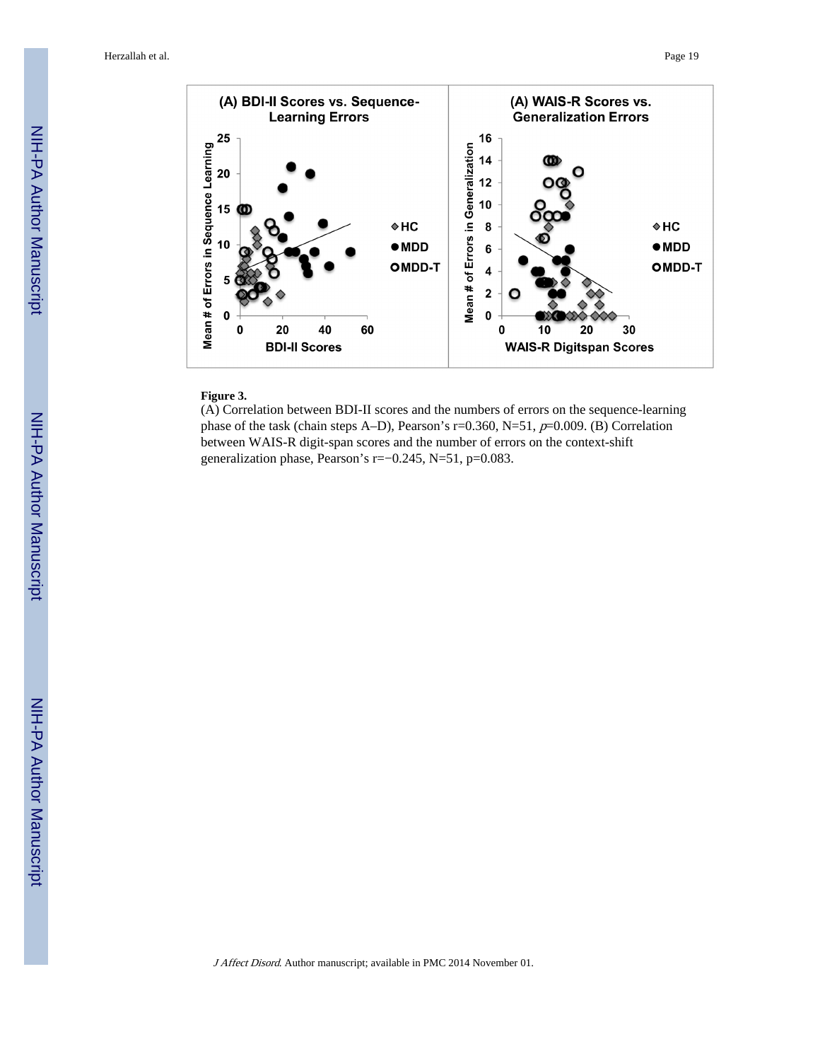**Figure 3.**

(A) Correlation between BDI-II scores and the numbers of errors on the sequence-learning phase of the task (chain steps A–D), Pearson's r=0.360, N=51, *p*=0.009. (B) Correlation between WAIS-R digit-span scores and the number of errors on the context-shift generalization phase, Pearson's r=−0.245, N=51, p=0.083.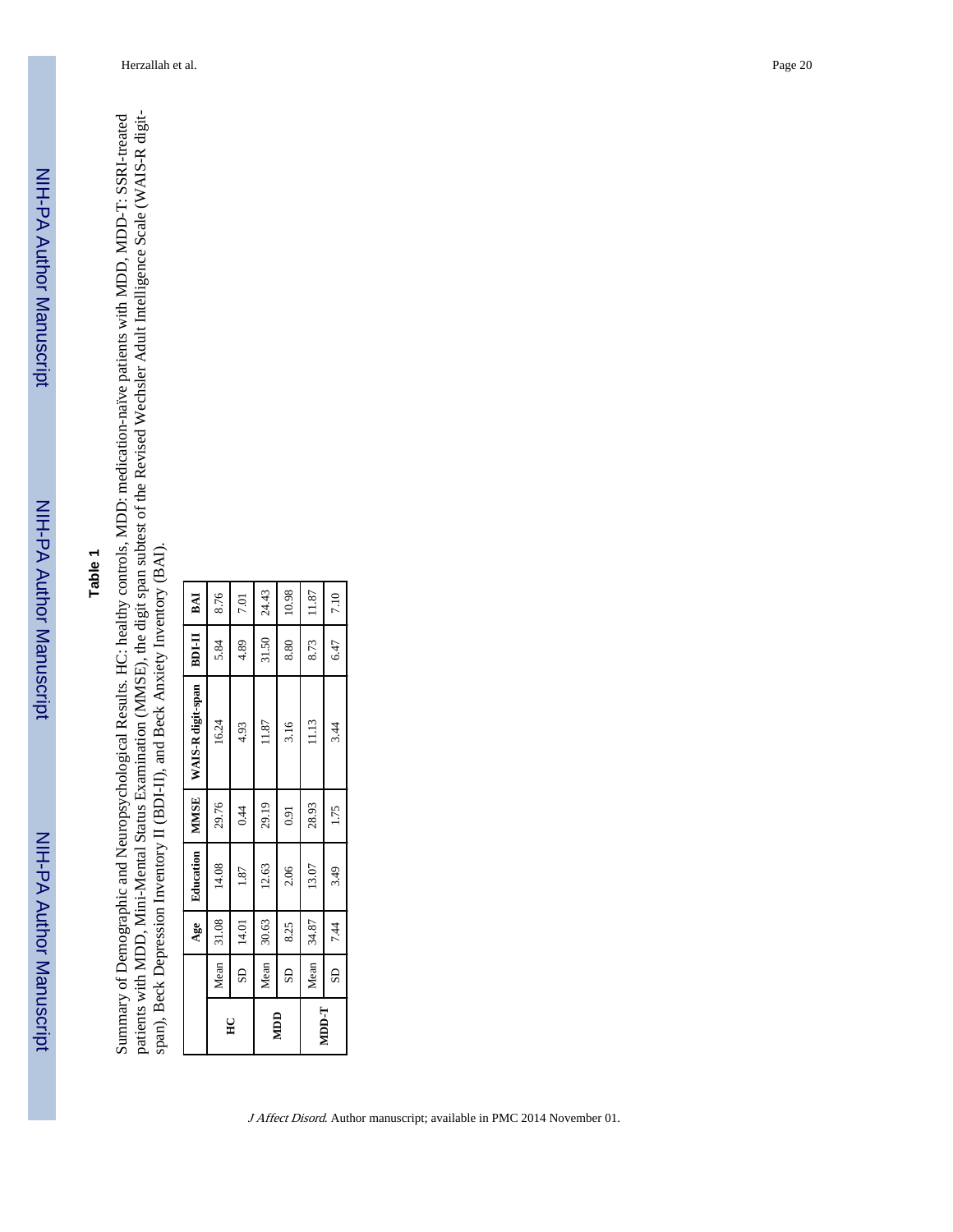## Table 1

Summary of Demographic and Neuropsychological Results. HC: healthy controls, MDD: medication-naïve patients with MDD, MDD-T: SSRI-treated patients with MDD, Mini-Mental Status Examination (MMSE), the digit span subtest of the Revised Wechsler Adult Intelligence Scale (WAIS-R digit-span), Beck Depression Inventory II (BDI-II), and Beck Anxiety Inventory (BAI).

| | | Age | Education | MMSE | WAIS-R digit-span | BDI-II | BAI |
|---|---|---|---|---|---|---|---|
| **HC** | Mean | 31.08 | 14.08 | 29.76 | 16.24 | 5.84 | 8.76 |
| | SD | 14.01 | 1.87 | 0.44 | 4.93 | 4.89 | 7.01 |
| **MDD** | Mean | 30.63 | 12.63 | 29.19 | 11.87 | 31.50 | 24.43 |
| | SD | 8.25 | 2.06 | 0.91 | 3.16 | 8.80 | 10.98 |
| **MDD-T** | Mean | 34.87 | 13.07 | 28.93 | 11.13 | 8.73 | 11.87 |
| | SD | 7.44 | 3.49 | 1.75 | 3.44 | 6.47 | 7.10 |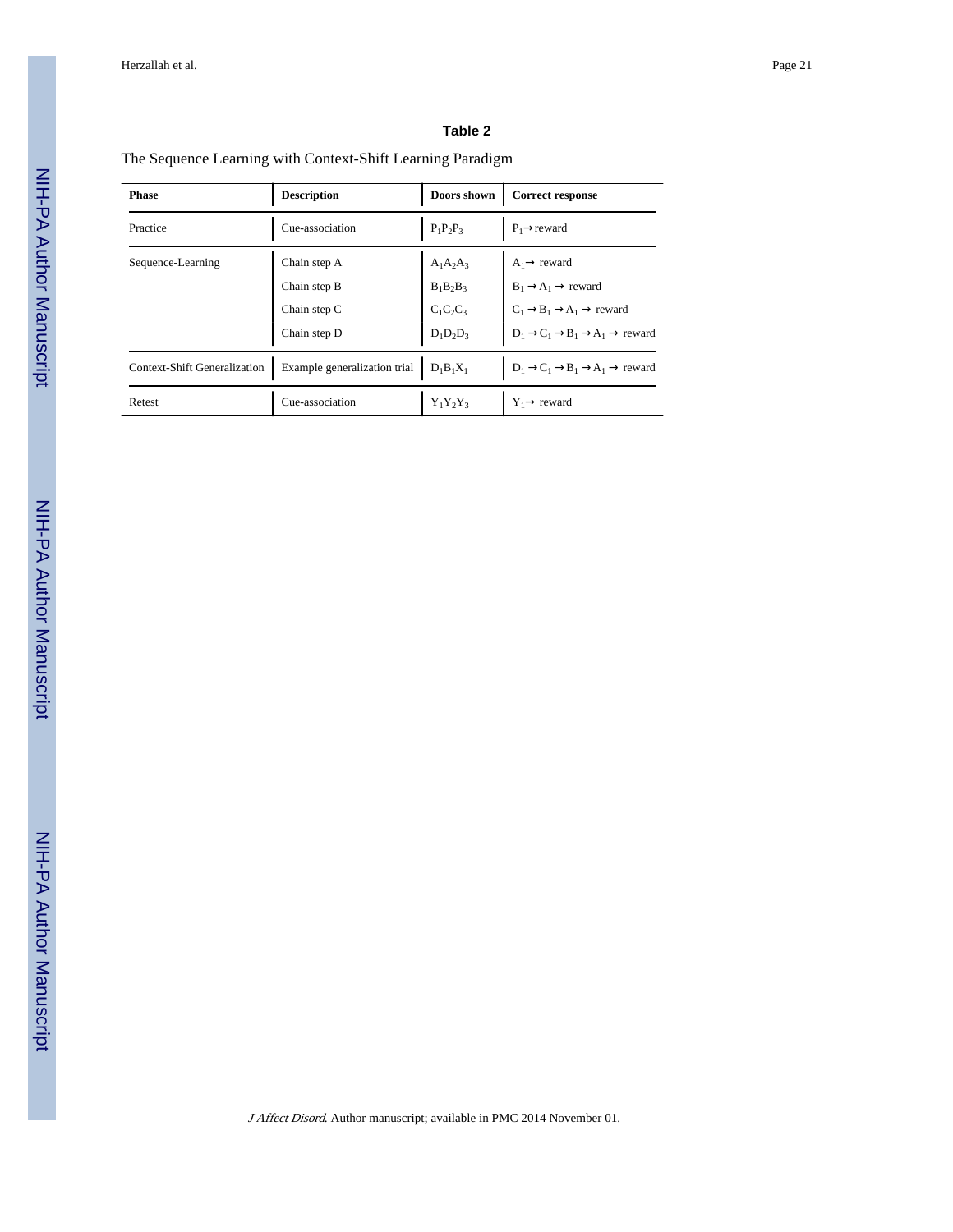**Table 2**

The Sequence Learning with Context-Shift Learning Paradigm

| Phase | Description | Doors shown | Correct response |
| --- | --- | --- | --- |
| Practice | Cue-association | $P_1P_2P_3$ | $P_1 \rightarrow$ reward |
| Sequence-Learning | Chain step A | $A_1A_2A_3$ | $A_1 \rightarrow$ reward |
| | Chain step B | $B_1B_2B_3$ | $B_1 \rightarrow A_1 \rightarrow$ reward |
| | Chain step C | $C_1C_2C_3$ | $C_1 \rightarrow B_1 \rightarrow A_1 \rightarrow$ reward |
| | Chain step D | $D_1D_2D_3$ | $D_1 \rightarrow C_1 \rightarrow B_1 \rightarrow A_1 \rightarrow$ reward |
| Context-Shift Generalization | Example generalization trial | $D_1B_1X_1$ | $D_1 \rightarrow C_1 \rightarrow B_1 \rightarrow A_1 \rightarrow$ reward |
| Retest | Cue-association | $Y_1Y_2Y_3$ | $Y_1 \rightarrow$ reward |